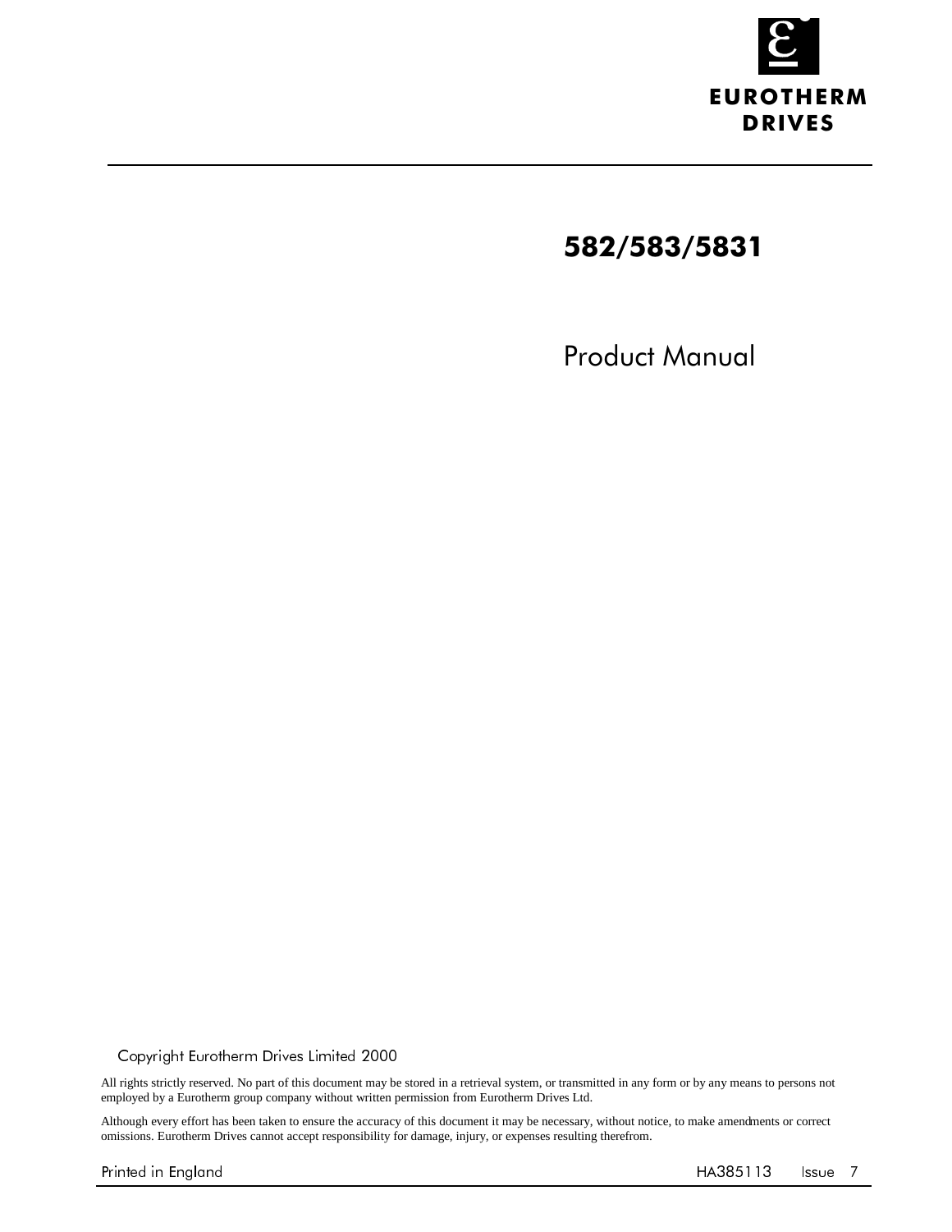EUROTHERM DRIVES

# 582/583/5831

## Product Manual

Copyright Eurotherm Drives Limited 2000

All rights strictly reserved. No part of this document may be stored in a retrieval system, or transmitted in any form or by any means to persons not employed by a Eurotherm group company without written permission from Eurotherm Drives Ltd.

Although every effort has been taken to ensure the accuracy of this document it may be necessary, without notice, to make amendments or correct omissions. Eurotherm Drives cannot accept responsibility for damage, injury, or expenses resulting therefrom.

Printed in England HA385113 Issue 7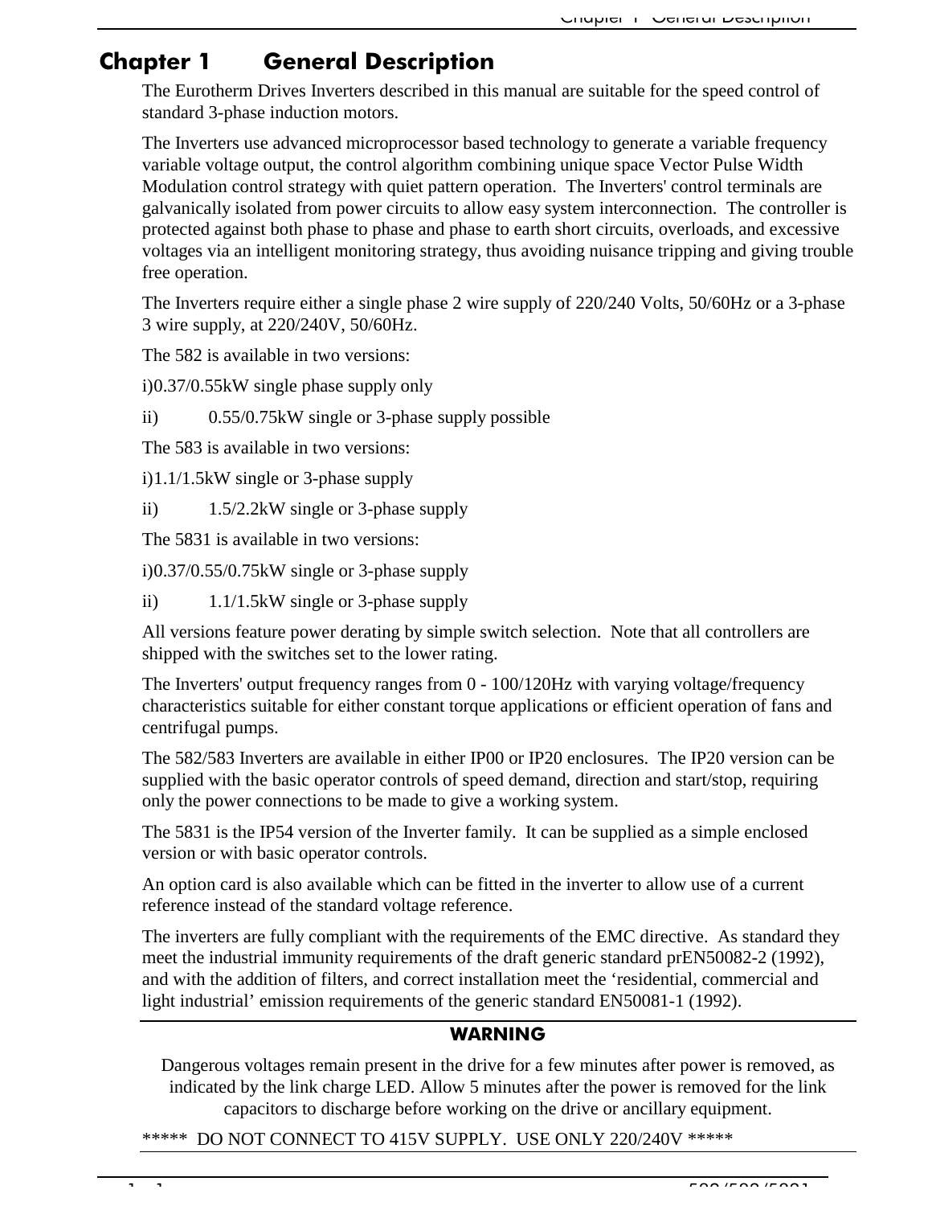# Chapter 1 General Description

The Eurotherm Drives Inverters described in this manual are suitable for the speed control of standard 3-phase induction motors.

The Inverters use advanced microprocessor based technology to generate a variable frequency variable voltage output, the control algorithm combining unique space Vector Pulse Width Modulation control strategy with quiet pattern operation. The Inverters' control terminals are galvanically isolated from power circuits to allow easy system interconnection. The controller is protected against both phase to phase and phase to earth short circuits, overloads, and excessive voltages via an intelligent monitoring strategy, thus avoiding nuisance tripping and giving trouble free operation.

The Inverters require either a single phase 2 wire supply of 220/240 Volts, 50/60Hz or a 3-phase 3 wire supply, at 220/240V, 50/60Hz.

The 582 is available in two versions:

i) 0.37/0.55kW single phase supply only

ii) 0.55/0.75kW single or 3-phase supply possible

The 583 is available in two versions:

i) 1.1/1.5kW single or 3-phase supply

ii) 1.5/2.2kW single or 3-phase supply

The 5831 is available in two versions:

i) 0.37/0.55/0.75kW single or 3-phase supply

ii) 1.1/1.5kW single or 3-phase supply

All versions feature power derating by simple switch selection. Note that all controllers are shipped with the switches set to the lower rating.

The Inverters' output frequency ranges from 0 - 100/120Hz with varying voltage/frequency characteristics suitable for either constant torque applications or efficient operation of fans and centrifugal pumps.

The 582/583 Inverters are available in either IP00 or IP20 enclosures. The IP20 version can be supplied with the basic operator controls of speed demand, direction and start/stop, requiring only the power connections to be made to give a working system.

The 5831 is the IP54 version of the Inverter family. It can be supplied as a simple enclosed version or with basic operator controls.

An option card is also available which can be fitted in the inverter to allow use of a current reference instead of the standard voltage reference.

The inverters are fully compliant with the requirements of the EMC directive. As standard they meet the industrial immunity requirements of the draft generic standard prEN50082-2 (1992), and with the addition of filters, and correct installation meet the ‘residential, commercial and light industrial’ emission requirements of the generic standard EN50081-1 (1992).

**WARNING**

Dangerous voltages remain present in the drive for a few minutes after power is removed, as indicated by the link charge LED. Allow 5 minutes after the power is removed for the link capacitors to discharge before working on the drive or ancillary equipment.

***** DO NOT CONNECT TO 415V SUPPLY. USE ONLY 220/240V *****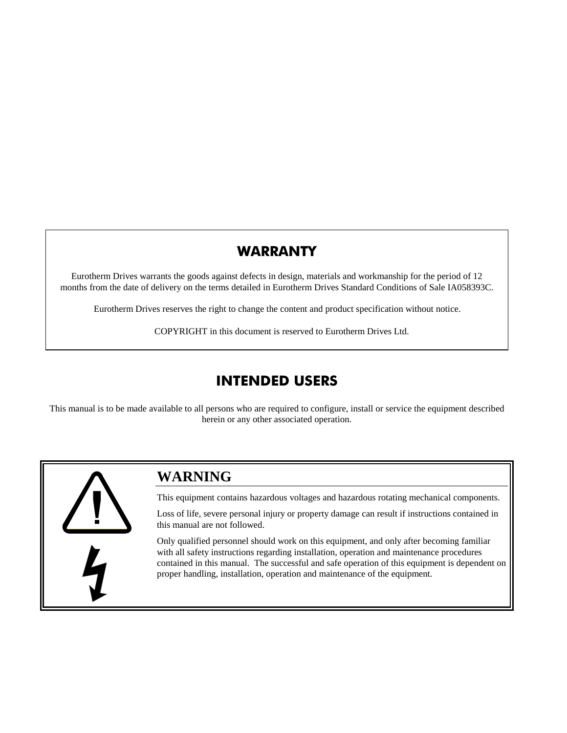## WARRANTY

Eurotherm Drives warrants the goods against defects in design, materials and workmanship for the period of 12 months from the date of delivery on the terms detailed in Eurotherm Drives Standard Conditions of Sale IA058393C.

Eurotherm Drives reserves the right to change the content and product specification without notice.

COPYRIGHT in this document is reserved to Eurotherm Drives Ltd.

## INTENDED USERS

This manual is to be made available to all persons who are required to configure, install or service the equipment described herein or any other associated operation.

## WARNING

This equipment contains hazardous voltages and hazardous rotating mechanical components.

Loss of life, severe personal injury or property damage can result if instructions contained in this manual are not followed.

Only qualified personnel should work on this equipment, and only after becoming familiar with all safety instructions regarding installation, operation and maintenance procedures contained in this manual. The successful and safe operation of this equipment is dependent on proper handling, installation, operation and maintenance of the equipment.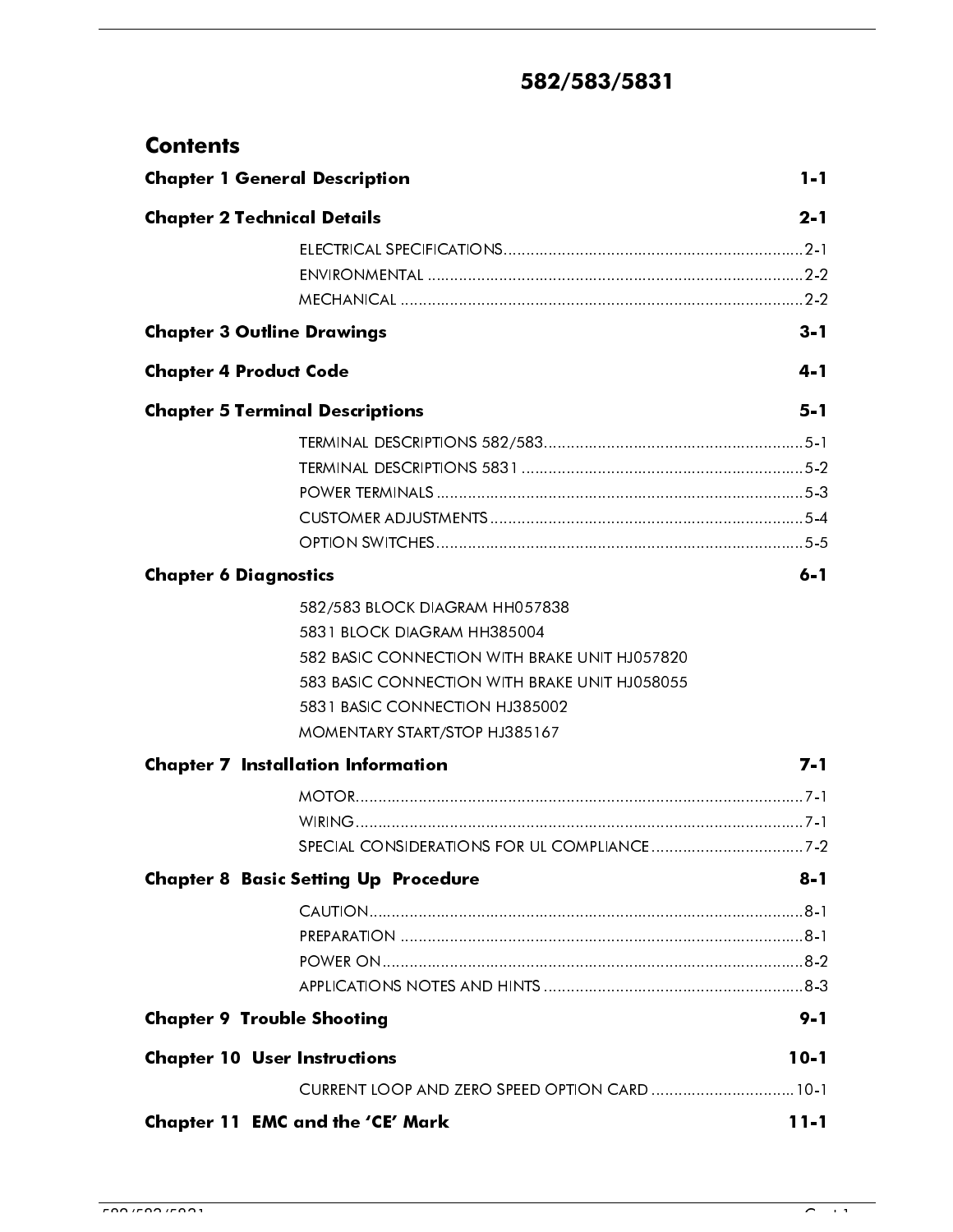# 582/583/5831

## Contents

**Chapter 1 General Description** 1-1

**Chapter 2 Technical Details** 2-1

- ELECTRICAL SPECIFICATIONS....2-1
- ENVIRONMENTAL ....2-2
- MECHANICAL ....2-2

**Chapter 3 Outline Drawings** 3-1

**Chapter 4 Product Code** 4-1

**Chapter 5 Terminal Descriptions** 5-1

- TERMINAL DESCRIPTIONS 582/583....5-1
- TERMINAL DESCRIPTIONS 5831 ....5-2
- POWER TERMINALS ....5-3
- CUSTOMER ADJUSTMENTS ....5-4
- OPTION SWITCHES....5-5

**Chapter 6 Diagnostics** 6-1

- 582/583 BLOCK DIAGRAM HH057838
- 5831 BLOCK DIAGRAM HH385004
- 582 BASIC CONNECTION WITH BRAKE UNIT HJ057820
- 583 BASIC CONNECTION WITH BRAKE UNIT HJ058055
- 5831 BASIC CONNECTION HJ385002
- MOMENTARY START/STOP HJ385167

**Chapter 7 Installation Information** 7-1

- MOTOR....7-1
- WIRING....7-1
- SPECIAL CONSIDERATIONS FOR UL COMPLIANCE ....7-2

**Chapter 8 Basic Setting Up Procedure** 8-1

- CAUTION....8-1
- PREPARATION ....8-1
- POWER ON....8-2
- APPLICATIONS NOTES AND HINTS ....8-3

**Chapter 9 Trouble Shooting** 9-1

**Chapter 10 User Instructions** 10-1

- CURRENT LOOP AND ZERO SPEED OPTION CARD ....10-1

**Chapter 11 EMC and the 'CE' Mark** 11-1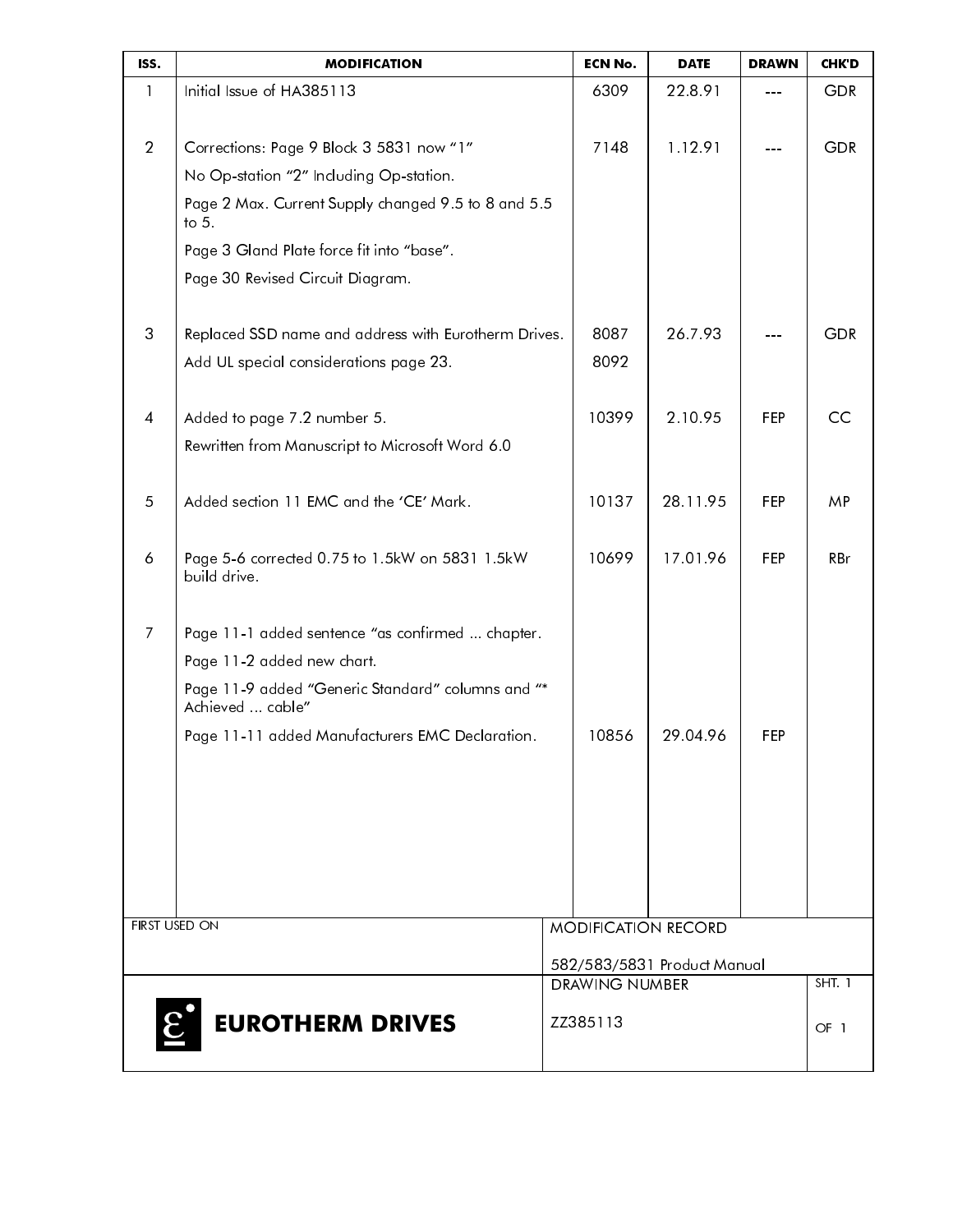| ISS. | MODIFICATION | ECN No. | DATE | DRAWN | CHK'D |
|---|---|---|---|---|---|
| 1 | Initial Issue of HA385113 | 6309 | 22.8.91 | --- | GDR |
| 2 | Corrections: Page 9 Block 3 5831 now "1"<br>No Op-station "2" Including Op-station.<br>Page 2 Max. Current Supply changed 9.5 to 8 and 5.5 to 5.<br>Page 3 Gland Plate force fit into "base".<br>Page 30 Revised Circuit Diagram. | 7148 | 1.12.91 | --- | GDR |
| 3 | Replaced SSD name and address with Eurotherm Drives.<br>Add UL special considerations page 23. | 8087<br>8092 | 26.7.93 | --- | GDR |
| 4 | Added to page 7.2 number 5.<br>Rewritten from Manuscript to Microsoft Word 6.0 | 10399 | 2.10.95 | FEP | CC |
| 5 | Added section 11 EMC and the 'CE' Mark. | 10137 | 28.11.95 | FEP | MP |
| 6 | Page 5-6 corrected 0.75 to 1.5kW on 5831 1.5kW build drive. | 10699 | 17.01.96 | FEP | RBr |
| 7 | Page 11-1 added sentence "as confirmed ... chapter.<br>Page 11-2 added new chart.<br>Page 11-9 added "Generic Standard" columns and "* Achieved ... cable"<br>Page 11-11 added Manufacturers EMC Declaration. | 10856 | 29.04.96 | FEP | |

FIRST USED ON

MODIFICATION RECORD

582/583/5831 Product Manual

EUROTHERM DRIVES

DRAWING NUMBER

ZZ385113

SHT. 1 OF 1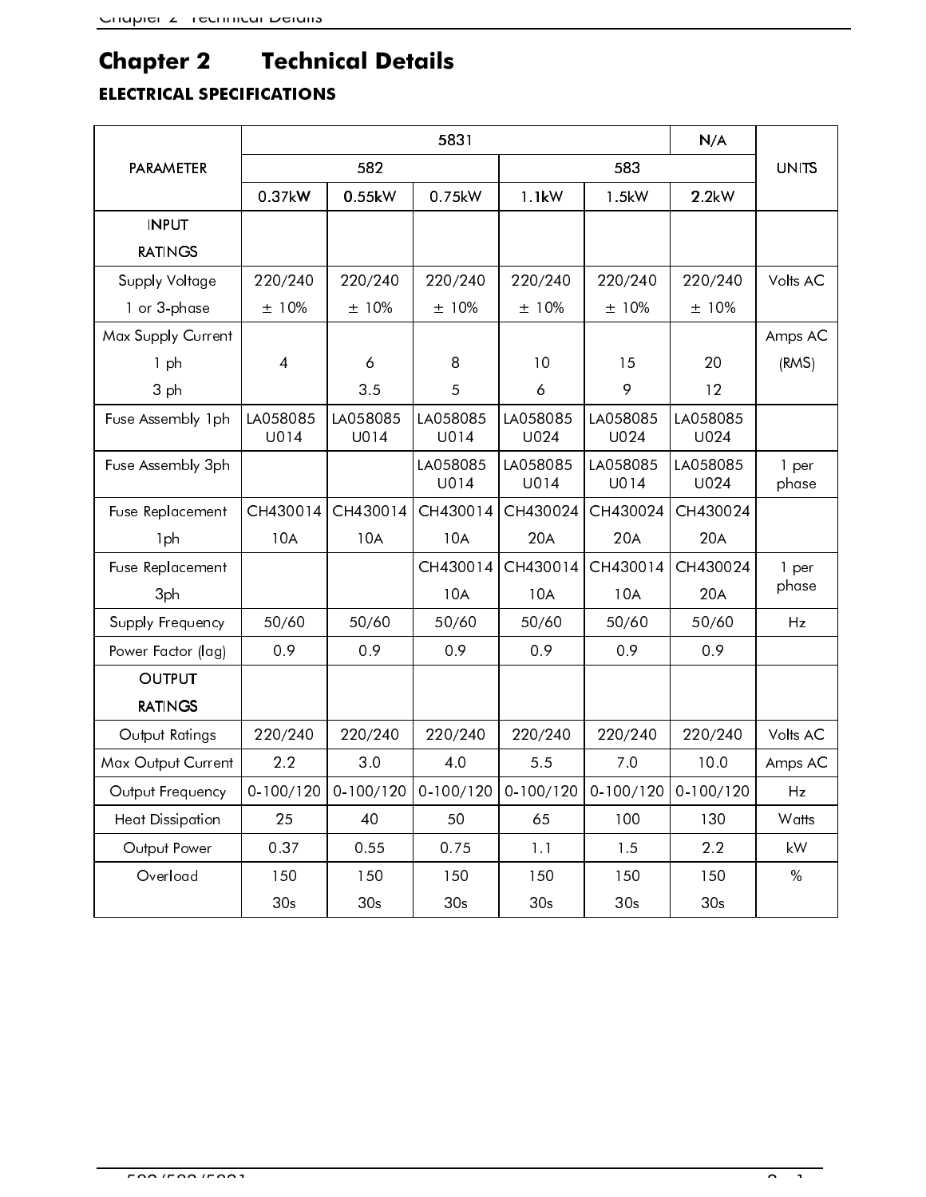# Chapter 2 Technical Details

## ELECTRICAL SPECIFICATIONS

| PARAMETER | 5831 | | | | | N/A | UNITS |
|---|---|---|---|---|---|---|---|
| | 582 | | | 583 | | | |
| | 0.37kW | 0.55kW | 0.75kW | 1.1kW | 1.5kW | 2.2kW | |
| INPUT RATINGS | | | | | | | |
| Supply Voltage 1 or 3-phase | 220/240 ± 10% | 220/240 ± 10% | 220/240 ± 10% | 220/240 ± 10% | 220/240 ± 10% | 220/240 ± 10% | Volts AC |
| Max Supply Current | | | | | | | Amps AC (RMS) |
| 1 ph | 4 | 6 | 8 | 10 | 15 | 20 | |
| 3 ph | | 3.5 | 5 | 6 | 9 | 12 | |
| Fuse Assembly 1ph | LA058085 U014 | LA058085 U014 | LA058085 U014 | LA058085 U024 | LA058085 U024 | LA058085 U024 | |
| Fuse Assembly 3ph | | | LA058085 U014 | LA058085 U014 | LA058085 U014 | LA058085 U024 | 1 per phase |
| Fuse Replacement 1ph | CH430014 10A | CH430014 10A | CH430014 10A | CH430024 20A | CH430024 20A | CH430024 20A | |
| Fuse Replacement 3ph | | | CH430014 10A | CH430014 10A | CH430014 10A | CH430024 20A | 1 per phase |
| Supply Frequency | 50/60 | 50/60 | 50/60 | 50/60 | 50/60 | 50/60 | Hz |
| Power Factor (lag) | 0.9 | 0.9 | 0.9 | 0.9 | 0.9 | 0.9 | |
| OUTPUT RATINGS | | | | | | | |
| Output Ratings | 220/240 | 220/240 | 220/240 | 220/240 | 220/240 | 220/240 | Volts AC |
| Max Output Current | 2.2 | 3.0 | 4.0 | 5.5 | 7.0 | 10.0 | Amps AC |
| Output Frequency | 0-100/120 | 0-100/120 | 0-100/120 | 0-100/120 | 0-100/120 | 0-100/120 | Hz |
| Heat Dissipation | 25 | 40 | 50 | 65 | 100 | 130 | Watts |
| Output Power | 0.37 | 0.55 | 0.75 | 1.1 | 1.5 | 2.2 | kW |
| Overload | 150 30s | 150 30s | 150 30s | 150 30s | 150 30s | 150 30s | % |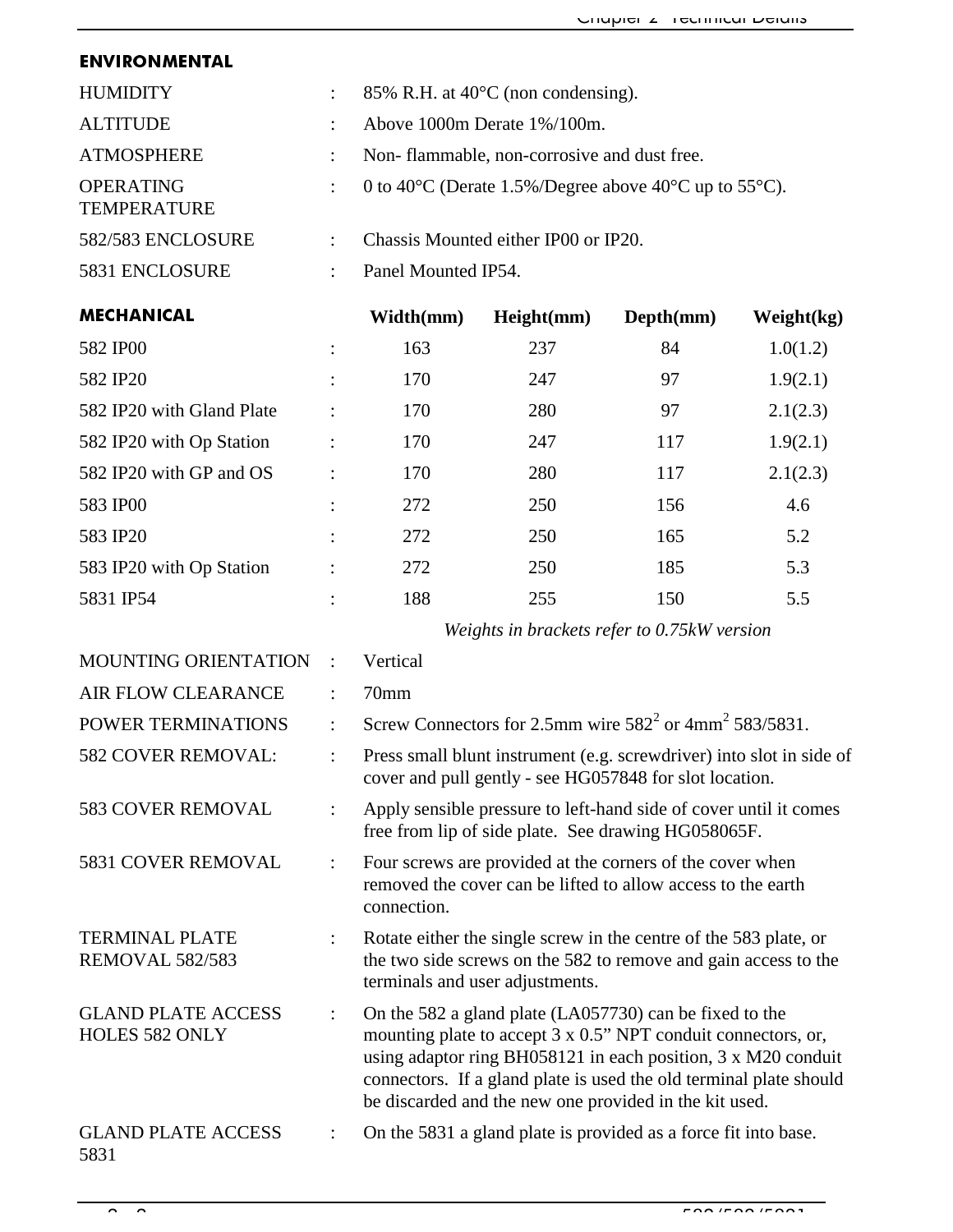## ENVIRONMENTAL

| | | |
|---|---|---|
| HUMIDITY | : | 85% R.H. at 40°C (non condensing). |
| ALTITUDE | : | Above 1000m Derate 1%/100m. |
| ATMOSPHERE | : | Non- flammable, non-corrosive and dust free. |
| OPERATING TEMPERATURE | : | 0 to 40°C (Derate 1.5%/Degree above 40°C up to 55°C). |
| 582/583 ENCLOSURE | : | Chassis Mounted either IP00 or IP20. |
| 5831 ENCLOSURE | : | Panel Mounted IP54. |

## MECHANICAL

| | | Width(mm) | Height(mm) | Depth(mm) | Weight(kg) |
|---|---|---|---|---|---|
| 582 IP00 | : | 163 | 237 | 84 | 1.0(1.2) |
| 582 IP20 | : | 170 | 247 | 97 | 1.9(2.1) |
| 582 IP20 with Gland Plate | : | 170 | 280 | 97 | 2.1(2.3) |
| 582 IP20 with Op Station | : | 170 | 247 | 117 | 1.9(2.1) |
| 582 IP20 with GP and OS | : | 170 | 280 | 117 | 2.1(2.3) |
| 583 IP00 | : | 272 | 250 | 156 | 4.6 |
| 583 IP20 | : | 272 | 250 | 165 | 5.2 |
| 583 IP20 with Op Station | : | 272 | 250 | 185 | 5.3 |
| 5831 IP54 | : | 188 | 255 | 150 | 5.5 |

*Weights in brackets refer to 0.75kW version*

| | | |
|---|---|---|
| MOUNTING ORIENTATION | : | Vertical |
| AIR FLOW CLEARANCE | : | 70mm |
| POWER TERMINATIONS | : | Screw Connectors for 2.5mm wire 582$^2$ or 4mm$^2$ 583/5831. |
| 582 COVER REMOVAL: | : | Press small blunt instrument (e.g. screwdriver) into slot in side of cover and pull gently - see HG057848 for slot location. |
| 583 COVER REMOVAL | : | Apply sensible pressure to left-hand side of cover until it comes free from lip of side plate. See drawing HG058065F. |
| 5831 COVER REMOVAL | : | Four screws are provided at the corners of the cover when removed the cover can be lifted to allow access to the earth connection. |
| TERMINAL PLATE REMOVAL 582/583 | : | Rotate either the single screw in the centre of the 583 plate, or the two side screws on the 582 to remove and gain access to the terminals and user adjustments. |
| GLAND PLATE ACCESS HOLES 582 ONLY | : | On the 582 a gland plate (LA057730) can be fixed to the mounting plate to accept 3 x 0.5" NPT conduit connectors, or, using adaptor ring BH058121 in each position, 3 x M20 conduit connectors. If a gland plate is used the old terminal plate should be discarded and the new one provided in the kit used. |
| GLAND PLATE ACCESS 5831 | : | On the 5831 a gland plate is provided as a force fit into base. |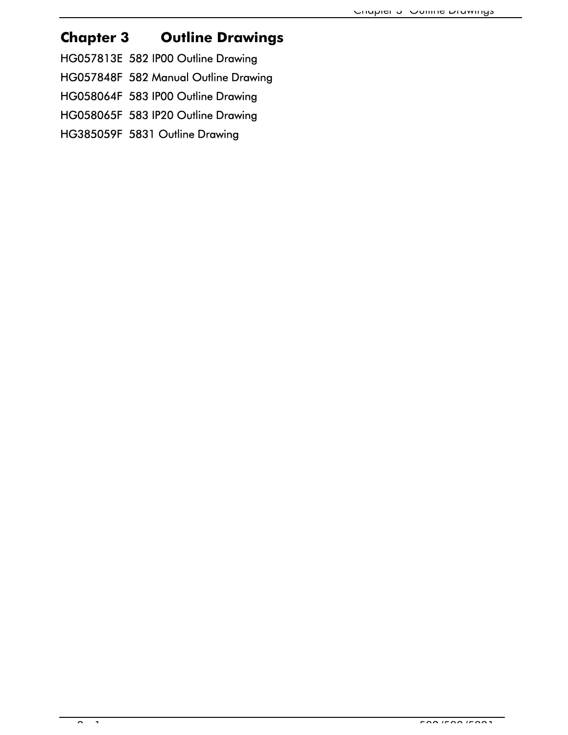# Chapter 3 Outline Drawings

HG057813E 582 IP00 Outline Drawing

HG057848F 582 Manual Outline Drawing

HG058064F 583 IP00 Outline Drawing

HG058065F 583 IP20 Outline Drawing

HG385059F 5831 Outline Drawing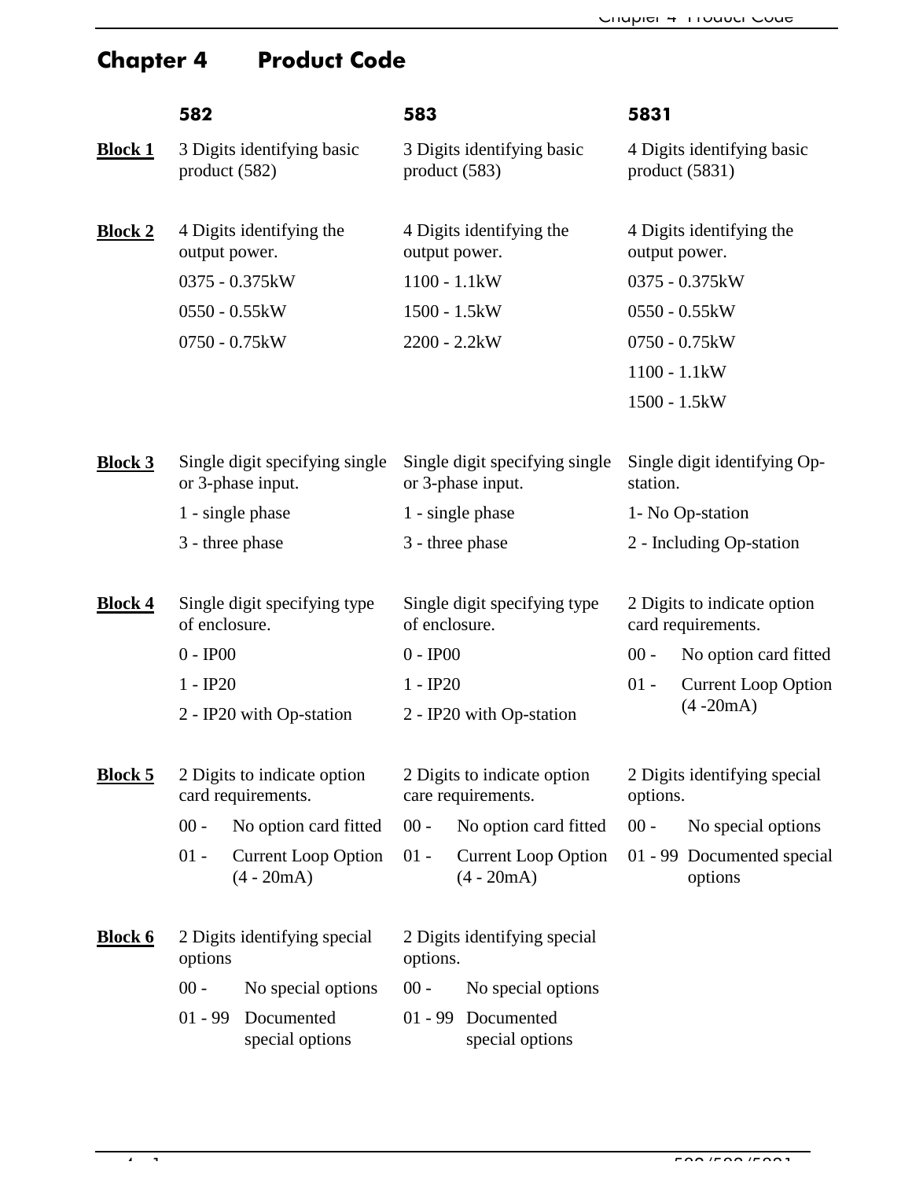# Chapter 4 Product Code

| | 582 | 583 | 5831 |
|---|---|---|---|
| **Block 1** | 3 Digits identifying basic product (582) | 3 Digits identifying basic product (583) | 4 Digits identifying basic product (5831) |
| **Block 2** | 4 Digits identifying the output power.<br>0375 - 0.375kW<br>0550 - 0.55kW<br>0750 - 0.75kW | 4 Digits identifying the output power.<br>1100 - 1.1kW<br>1500 - 1.5kW<br>2200 - 2.2kW | 4 Digits identifying the output power.<br>0375 - 0.375kW<br>0550 - 0.55kW<br>0750 - 0.75kW<br>1100 - 1.1kW<br>1500 - 1.5kW |
| **Block 3** | Single digit specifying single or 3-phase input.<br>1 - single phase<br>3 - three phase | Single digit specifying single or 3-phase input.<br>1 - single phase<br>3 - three phase | Single digit identifying Op-station.<br>1- No Op-station<br>2 - Including Op-station |
| **Block 4** | Single digit specifying type of enclosure.<br>0 - IP00<br>1 - IP20<br>2 - IP20 with Op-station | Single digit specifying type of enclosure.<br>0 - IP00<br>1 - IP20<br>2 - IP20 with Op-station | 2 Digits to indicate option card requirements.<br>00 - No option card fitted<br>01 - Current Loop Option (4 -20mA) |
| **Block 5** | 2 Digits to indicate option card requirements.<br>00 - No option card fitted<br>01 - Current Loop Option (4 - 20mA) | 2 Digits to indicate option care requirements.<br>00 - No option card fitted<br>01 - Current Loop Option (4 - 20mA) | 2 Digits identifying special options.<br>00 - No special options<br>01 - 99 Documented special options |
| **Block 6** | 2 Digits identifying special options<br>00 - No special options<br>01 - 99 Documented special options | 2 Digits identifying special options.<br>00 - No special options<br>01 - 99 Documented special options | |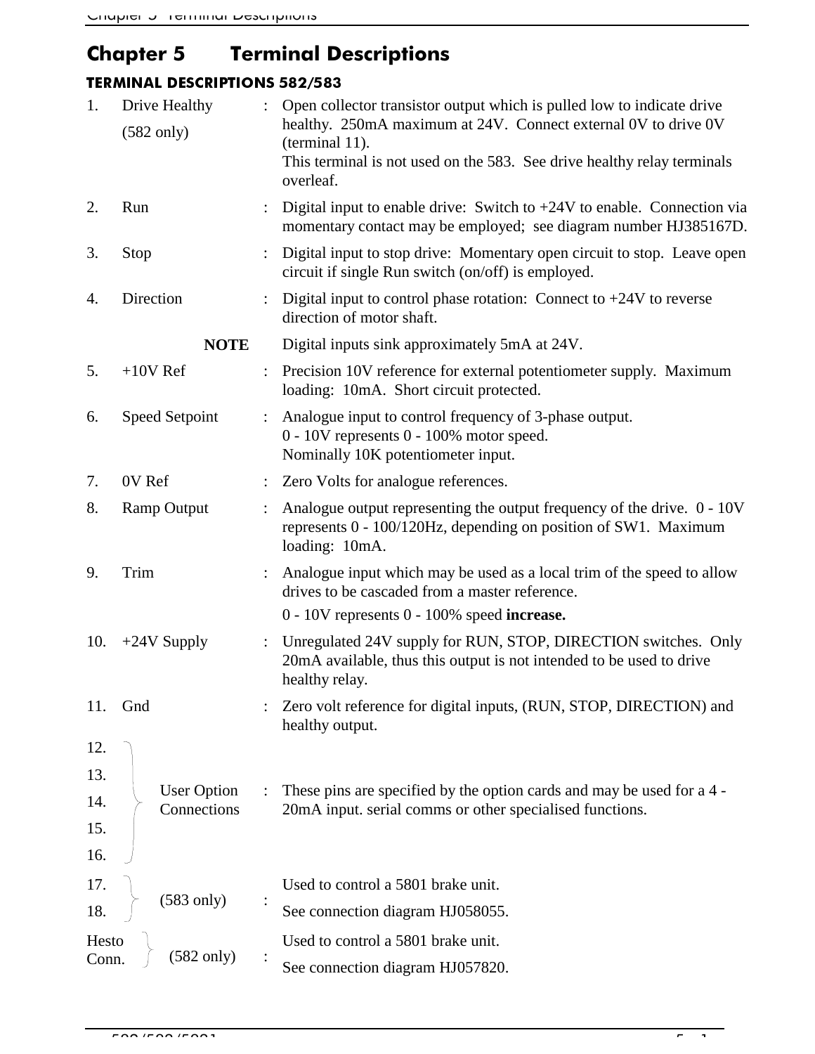# Chapter 5 Terminal Descriptions

## TERMINAL DESCRIPTIONS 582/583

| No. | Terminal | | Description |
|---|---|---|---|
| 1. | Drive Healthy (582 only) | : | Open collector transistor output which is pulled low to indicate drive healthy. 250mA maximum at 24V. Connect external 0V to drive 0V (terminal 11). This terminal is not used on the 583. See drive healthy relay terminals overleaf. |
| 2. | Run | : | Digital input to enable drive: Switch to +24V to enable. Connection via momentary contact may be employed; see diagram number HJ385167D. |
| 3. | Stop | : | Digital input to stop drive: Momentary open circuit to stop. Leave open circuit if single Run switch (on/off) is employed. |
| 4. | Direction | : | Digital input to control phase rotation: Connect to +24V to reverse direction of motor shaft. |
| | **NOTE** | | Digital inputs sink approximately 5mA at 24V. |
| 5. | +10V Ref | : | Precision 10V reference for external potentiometer supply. Maximum loading: 10mA. Short circuit protected. |
| 6. | Speed Setpoint | : | Analogue input to control frequency of 3-phase output. 0 - 10V represents 0 - 100% motor speed. Nominally 10K potentiometer input. |
| 7. | 0V Ref | : | Zero Volts for analogue references. |
| 8. | Ramp Output | : | Analogue output representing the output frequency of the drive. 0 - 10V represents 0 - 100/120Hz, depending on position of SW1. Maximum loading: 10mA. |
| 9. | Trim | : | Analogue input which may be used as a local trim of the speed to allow drives to be cascaded from a master reference. 0 - 10V represents 0 - 100% speed **increase.** |
| 10. | +24V Supply | : | Unregulated 24V supply for RUN, STOP, DIRECTION switches. Only 20mA available, thus this output is not intended to be used to drive healthy relay. |
| 11. | Gnd | : | Zero volt reference for digital inputs, (RUN, STOP, DIRECTION) and healthy output. |
| 12. 13. 14. 15. 16. | User Option Connections | : | These pins are specified by the option cards and may be used for a 4 - 20mA input. serial comms or other specialised functions. |
| 17. 18. | (583 only) | : | Used to control a 5801 brake unit. See connection diagram HJ058055. |
| Hesto Conn. | (582 only) | : | Used to control a 5801 brake unit. See connection diagram HJ057820. |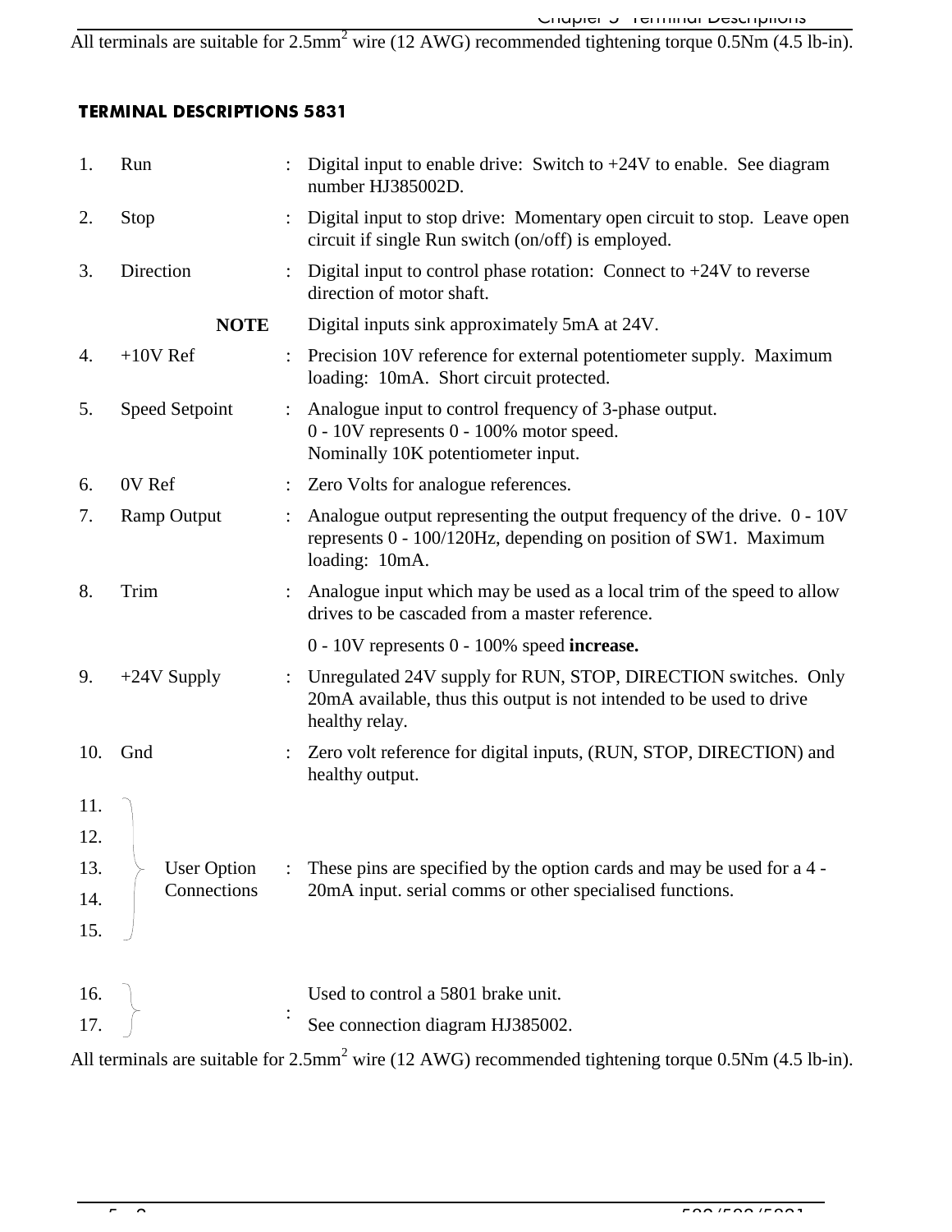All terminals are suitable for 2.5mm$^2$ wire (12 AWG) recommended tightening torque 0.5Nm (4.5 lb-in).

### TERMINAL DESCRIPTIONS 5831

| | | | |
|---|---|---|---|
| 1. | Run | : | Digital input to enable drive: Switch to +24V to enable. See diagram number HJ385002D. |
| 2. | Stop | : | Digital input to stop drive: Momentary open circuit to stop. Leave open circuit if single Run switch (on/off) is employed. |
| 3. | Direction | : | Digital input to control phase rotation: Connect to +24V to reverse direction of motor shaft. |
| | **NOTE** | | Digital inputs sink approximately 5mA at 24V. |
| 4. | +10V Ref | : | Precision 10V reference for external potentiometer supply. Maximum loading: 10mA. Short circuit protected. |
| 5. | Speed Setpoint | : | Analogue input to control frequency of 3-phase output. 0 - 10V represents 0 - 100% motor speed. Nominally 10K potentiometer input. |
| 6. | 0V Ref | : | Zero Volts for analogue references. |
| 7. | Ramp Output | : | Analogue output representing the output frequency of the drive. 0 - 10V represents 0 - 100/120Hz, depending on position of SW1. Maximum loading: 10mA. |
| 8. | Trim | : | Analogue input which may be used as a local trim of the speed to allow drives to be cascaded from a master reference. 0 - 10V represents 0 - 100% speed **increase.** |
| 9. | +24V Supply | : | Unregulated 24V supply for RUN, STOP, DIRECTION switches. Only 20mA available, thus this output is not intended to be used to drive healthy relay. |
| 10. | Gnd | : | Zero volt reference for digital inputs, (RUN, STOP, DIRECTION) and healthy output. |
| 11. - 15. | User Option Connections | : | These pins are specified by the option cards and may be used for a 4 - 20mA input. serial comms or other specialised functions. |
| 16. - 17. | | : | Used to control a 5801 brake unit. See connection diagram HJ385002. |

All terminals are suitable for 2.5mm$^2$ wire (12 AWG) recommended tightening torque 0.5Nm (4.5 lb-in).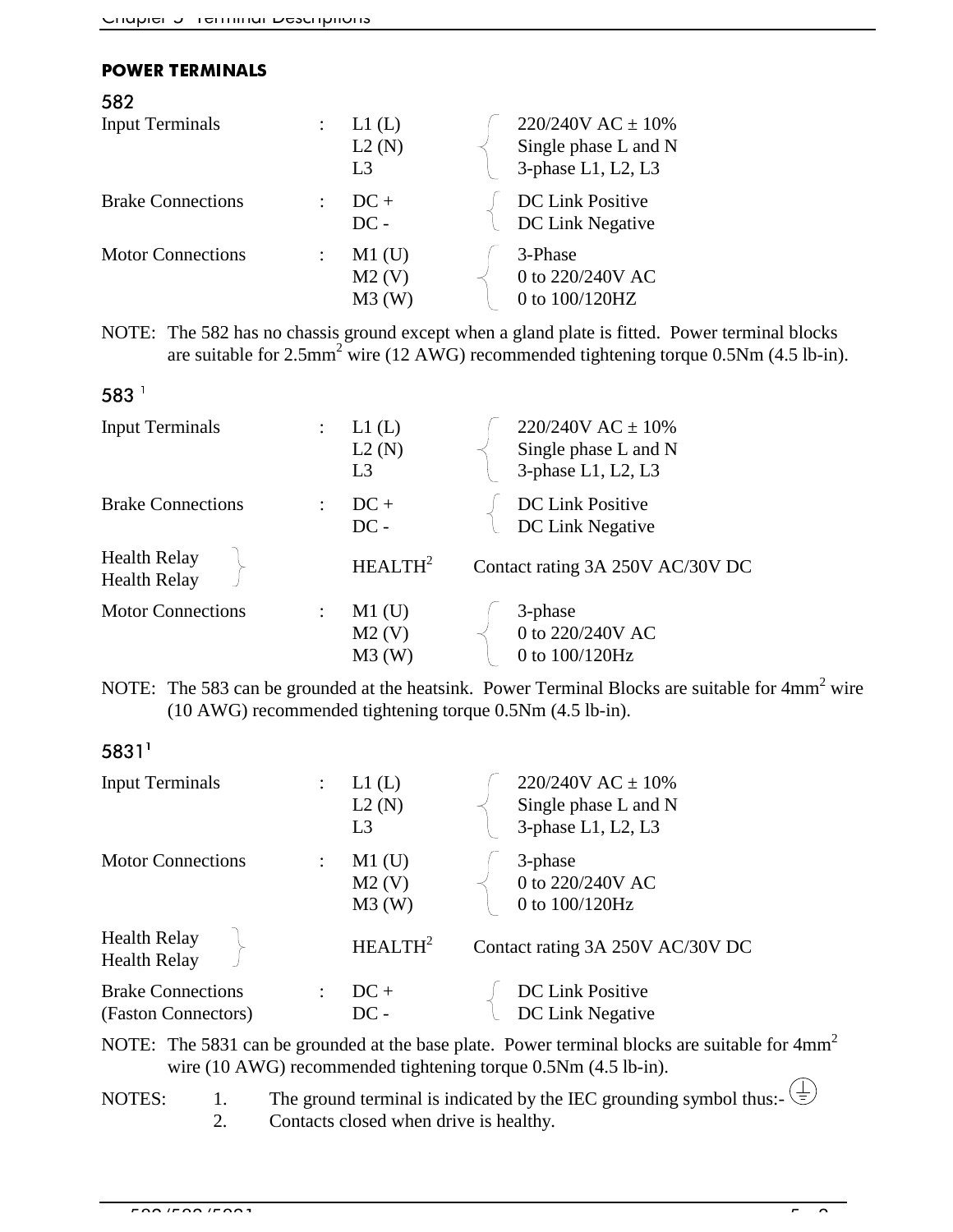## POWER TERMINALS

### 582

| | | | |
|---|---|---|---|
| Input Terminals | : | L1 (L)<br>L2 (N)<br>L3 | 220/240V AC ± 10%<br>Single phase L and N<br>3-phase L1, L2, L3 |
| Brake Connections | : | DC +<br>DC - | DC Link Positive<br>DC Link Negative |
| Motor Connections | : | M1 (U)<br>M2 (V)<br>M3 (W) | 3-Phase<br>0 to 220/240V AC<br>0 to 100/120HZ |

NOTE: The 582 has no chassis ground except when a gland plate is fitted. Power terminal blocks are suitable for 2.5mm² wire (12 AWG) recommended tightening torque 0.5Nm (4.5 lb-in).

### 583 [1]

| | | | |
|---|---|---|---|
| Input Terminals | : | L1 (L)<br>L2 (N)<br>L3 | 220/240V AC ± 10%<br>Single phase L and N<br>3-phase L1, L2, L3 |
| Brake Connections | : | DC +<br>DC - | DC Link Positive<br>DC Link Negative |
| Health Relay<br>Health Relay | | HEALTH[2] | Contact rating 3A 250V AC/30V DC |
| Motor Connections | : | M1 (U)<br>M2 (V)<br>M3 (W) | 3-phase<br>0 to 220/240V AC<br>0 to 100/120Hz |

NOTE: The 583 can be grounded at the heatsink. Power Terminal Blocks are suitable for 4mm² wire (10 AWG) recommended tightening torque 0.5Nm (4.5 lb-in).

### 5831[1]

| | | | |
|---|---|---|---|
| Input Terminals | : | L1 (L)<br>L2 (N)<br>L3 | 220/240V AC ± 10%<br>Single phase L and N<br>3-phase L1, L2, L3 |
| Motor Connections | : | M1 (U)<br>M2 (V)<br>M3 (W) | 3-phase<br>0 to 220/240V AC<br>0 to 100/120Hz |
| Health Relay<br>Health Relay | | HEALTH[2] | Contact rating 3A 250V AC/30V DC |
| Brake Connections<br>(Faston Connectors) | : | DC +<br>DC - | DC Link Positive<br>DC Link Negative |

NOTE: The 5831 can be grounded at the base plate. Power terminal blocks are suitable for 4mm² wire (10 AWG) recommended tightening torque 0.5Nm (4.5 lb-in).

NOTES:
1. The ground terminal is indicated by the IEC grounding symbol thus:- ⏚
2. Contacts closed when drive is healthy.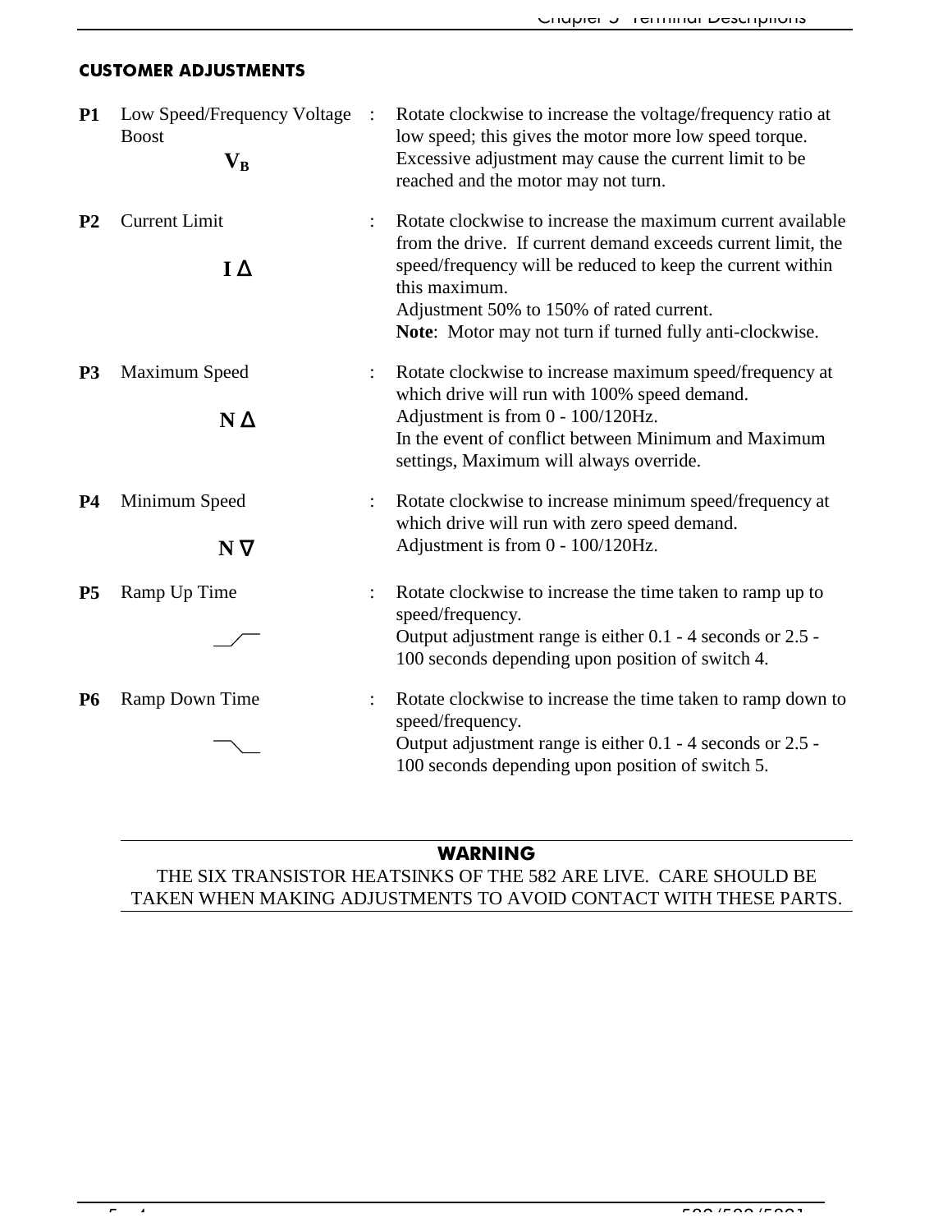## CUSTOMER ADJUSTMENTS

| | | | |
|---|---|---|---|
| **P1** | Low Speed/Frequency Voltage Boost<br>$\mathbf{V_B}$ | : | Rotate clockwise to increase the voltage/frequency ratio at low speed; this gives the motor more low speed torque. Excessive adjustment may cause the current limit to be reached and the motor may not turn. |
| **P2** | Current Limit<br>**I Δ** | : | Rotate clockwise to increase the maximum current available from the drive. If current demand exceeds current limit, the speed/frequency will be reduced to keep the current within this maximum.<br>Adjustment 50% to 150% of rated current.<br>**Note**: Motor may not turn if turned fully anti-clockwise. |
| **P3** | Maximum Speed<br>**N Δ** | : | Rotate clockwise to increase maximum speed/frequency at which drive will run with 100% speed demand.<br>Adjustment is from 0 - 100/120Hz.<br>In the event of conflict between Minimum and Maximum settings, Maximum will always override. |
| **P4** | Minimum Speed<br>**N ∇** | : | Rotate clockwise to increase minimum speed/frequency at which drive will run with zero speed demand.<br>Adjustment is from 0 - 100/120Hz. |
| **P5** | Ramp Up Time | : | Rotate clockwise to increase the time taken to ramp up to speed/frequency.<br>Output adjustment range is either 0.1 - 4 seconds or 2.5 - 100 seconds depending upon position of switch 4. |
| **P6** | Ramp Down Time | : | Rotate clockwise to increase the time taken to ramp down to speed/frequency.<br>Output adjustment range is either 0.1 - 4 seconds or 2.5 - 100 seconds depending upon position of switch 5. |

---

**WARNING**

THE SIX TRANSISTOR HEATSINKS OF THE 582 ARE LIVE. CARE SHOULD BE TAKEN WHEN MAKING ADJUSTMENTS TO AVOID CONTACT WITH THESE PARTS.

---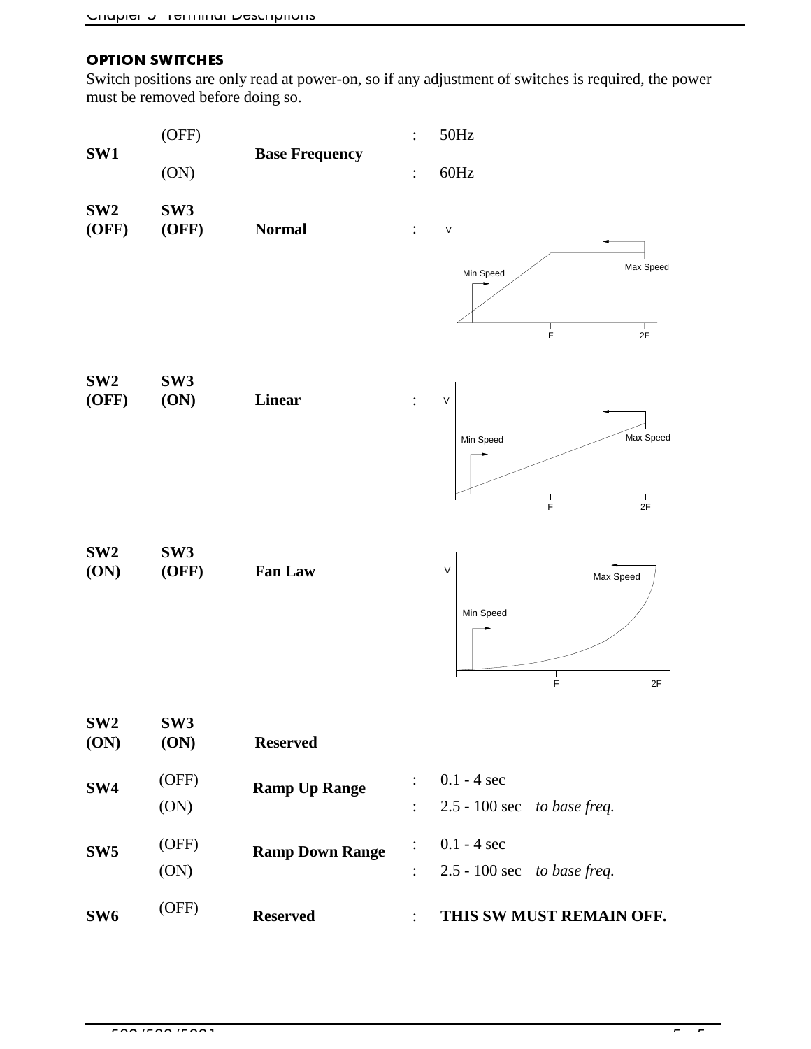## OPTION SWITCHES

Switch positions are only read at power-on, so if any adjustment of switches is required, the power must be removed before doing so.

| Switch | | Function | | Setting |
|---|---|---|---|---|
| SW1 | (OFF) | Base Frequency | : | 50Hz |
| | (ON) | | : | 60Hz |

**SW2 (OFF) SW3 (OFF) Normal** :

V, Min Speed, Max Speed, F, 2F

**SW2 (OFF) SW3 (ON) Linear** :

V, Min Speed, Max Speed, F, 2F

**SW2 (ON) SW3 (OFF) Fan Law**

V, Min Speed, Max Speed, F, 2F

**SW2 (ON) SW3 (ON) Reserved**

| Switch | | Function | | Setting |
|---|---|---|---|---|
| SW4 | (OFF) | Ramp Up Range | : | 0.1 - 4 sec |
| | (ON) | | : | 2.5 - 100 sec *to base freq.* |
| SW5 | (OFF) | Ramp Down Range | : | 0.1 - 4 sec |
| | (ON) | | : | 2.5 - 100 sec *to base freq.* |
| SW6 | (OFF) | Reserved | : | **THIS SW MUST REMAIN OFF.** |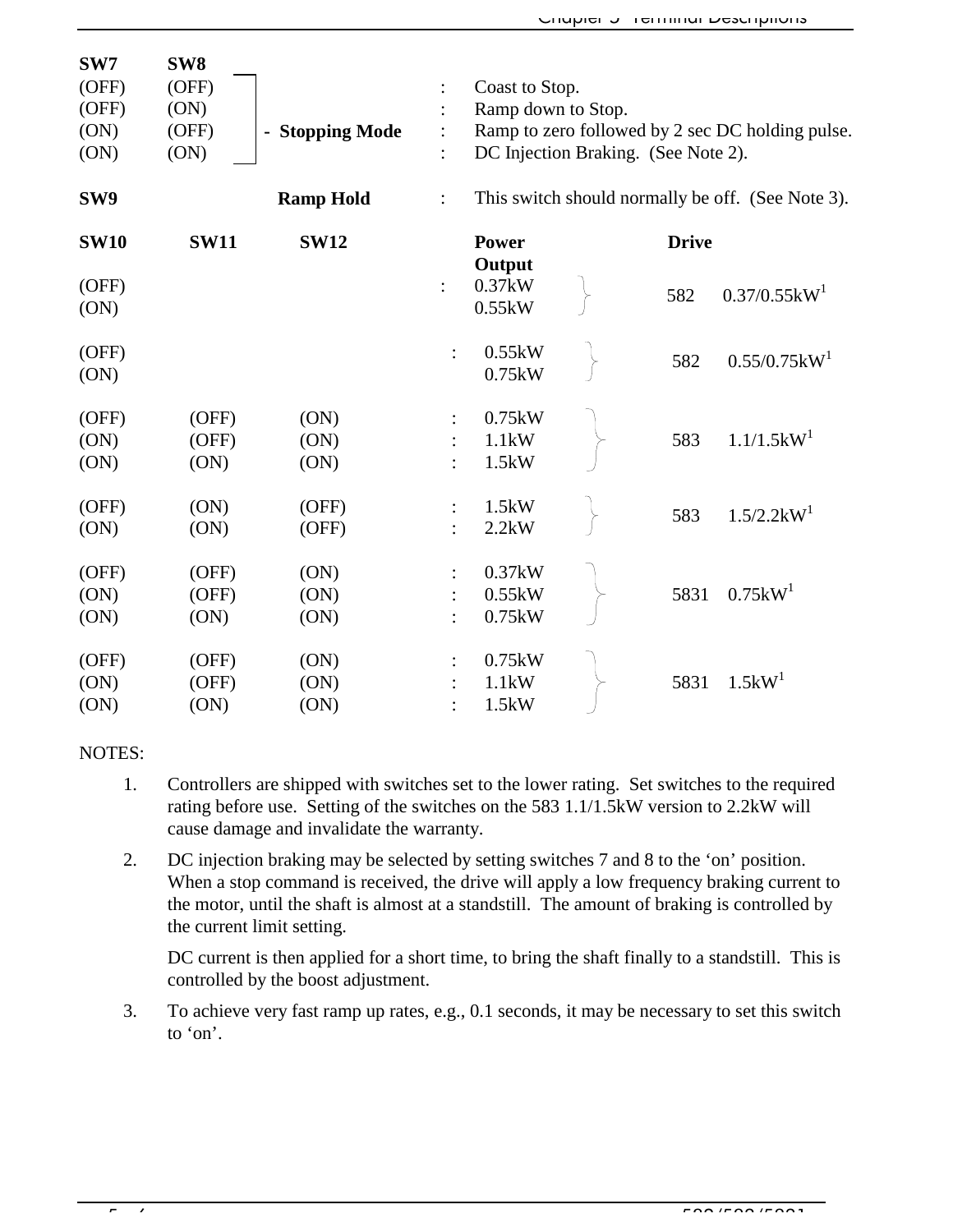| SW7 | SW8 | | | |
|---|---|---|---|---|
| (OFF) | (OFF) | - Stopping Mode | : | Coast to Stop. |
| (OFF) | (ON) | | : | Ramp down to Stop. |
| (ON) | (OFF) | | : | Ramp to zero followed by 2 sec DC holding pulse. |
| (ON) | (ON) | | : | DC Injection Braking. (See Note 2). |

**SW9** **Ramp Hold** : This switch should normally be off. (See Note 3).

| SW10 | SW11 | SW12 | | Power Output | Drive |
|---|---|---|---|---|---|
| (OFF) | | | : | 0.37kW | 582 0.37/0.55kW[1] |
| (ON) | | | | 0.55kW | |
| (OFF) | | | : | 0.55kW | 582 0.55/0.75kW[1] |
| (ON) | | | | 0.75kW | |
| (OFF) | (OFF) | (ON) | : | 0.75kW | 583 1.1/1.5kW[1] |
| (ON) | (OFF) | (ON) | : | 1.1kW | |
| (ON) | (ON) | (ON) | : | 1.5kW | |
| (OFF) | (ON) | (OFF) | : | 1.5kW | 583 1.5/2.2kW[1] |
| (ON) | (ON) | (OFF) | : | 2.2kW | |
| (OFF) | (OFF) | (ON) | : | 0.37kW | 5831 0.75kW[1] |
| (ON) | (OFF) | (ON) | : | 0.55kW | |
| (ON) | (ON) | (ON) | : | 0.75kW | |
| (OFF) | (OFF) | (ON) | : | 0.75kW | 5831 1.5kW[1] |
| (ON) | (OFF) | (ON) | : | 1.1kW | |
| (ON) | (ON) | (ON) | : | 1.5kW | |

NOTES:

1. Controllers are shipped with switches set to the lower rating. Set switches to the required rating before use. Setting of the switches on the 583 1.1/1.5kW version to 2.2kW will cause damage and invalidate the warranty.

2. DC injection braking may be selected by setting switches 7 and 8 to the 'on' position. When a stop command is received, the drive will apply a low frequency braking current to the motor, until the shaft is almost at a standstill. The amount of braking is controlled by the current limit setting.

   DC current is then applied for a short time, to bring the shaft finally to a standstill. This is controlled by the boost adjustment.

3. To achieve very fast ramp up rates, e.g., 0.1 seconds, it may be necessary to set this switch to 'on'.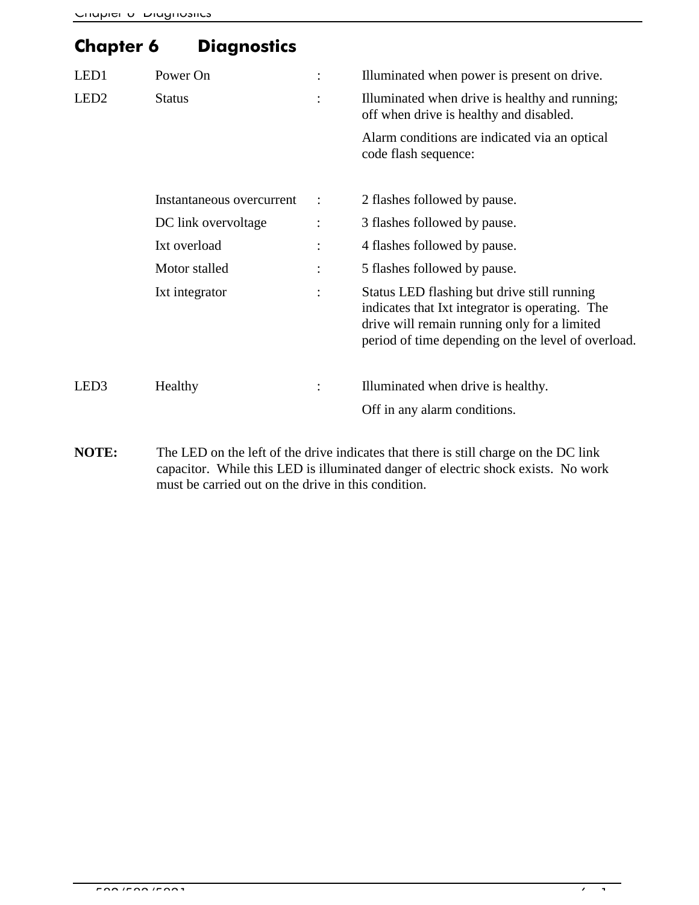# Chapter 6 Diagnostics

| | | | |
|---|---|---|---|
| LED1 | Power On | : | Illuminated when power is present on drive. |
| LED2 | Status | : | Illuminated when drive is healthy and running; off when drive is healthy and disabled. Alarm conditions are indicated via an optical code flash sequence: |
| | Instantaneous overcurrent | : | 2 flashes followed by pause. |
| | DC link overvoltage | : | 3 flashes followed by pause. |
| | Ixt overload | : | 4 flashes followed by pause. |
| | Motor stalled | : | 5 flashes followed by pause. |
| | Ixt integrator | : | Status LED flashing but drive still running indicates that Ixt integrator is operating. The drive will remain running only for a limited period of time depending on the level of overload. |
| LED3 | Healthy | : | Illuminated when drive is healthy. Off in any alarm conditions. |

**NOTE:** The LED on the left of the drive indicates that there is still charge on the DC link capacitor. While this LED is illuminated danger of electric shock exists. No work must be carried out on the drive in this condition.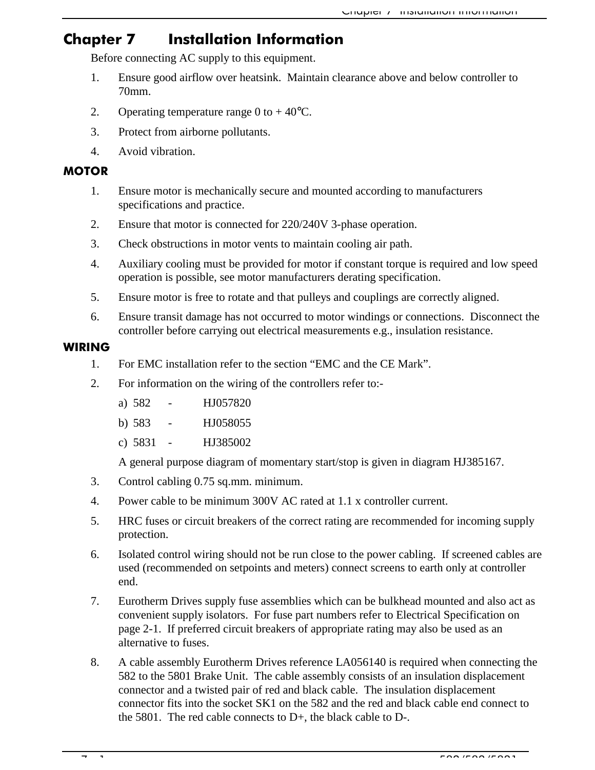# Chapter 7 Installation Information

Before connecting AC supply to this equipment.

1. Ensure good airflow over heatsink. Maintain clearance above and below controller to 70mm.
2. Operating temperature range 0 to + 40°C.
3. Protect from airborne pollutants.
4. Avoid vibration.

## MOTOR

1. Ensure motor is mechanically secure and mounted according to manufacturers specifications and practice.
2. Ensure that motor is connected for 220/240V 3-phase operation.
3. Check obstructions in motor vents to maintain cooling air path.
4. Auxiliary cooling must be provided for motor if constant torque is required and low speed operation is possible, see motor manufacturers derating specification.
5. Ensure motor is free to rotate and that pulleys and couplings are correctly aligned.
6. Ensure transit damage has not occurred to motor windings or connections. Disconnect the controller before carrying out electrical measurements e.g., insulation resistance.

## WIRING

1. For EMC installation refer to the section “EMC and the CE Mark”.
2. For information on the wiring of the controllers refer to:-

   a) 582 - HJ057820

   b) 583 - HJ058055

   c) 5831 - HJ385002

   A general purpose diagram of momentary start/stop is given in diagram HJ385167.
3. Control cabling 0.75 sq.mm. minimum.
4. Power cable to be minimum 300V AC rated at 1.1 x controller current.
5. HRC fuses or circuit breakers of the correct rating are recommended for incoming supply protection.
6. Isolated control wiring should not be run close to the power cabling. If screened cables are used (recommended on setpoints and meters) connect screens to earth only at controller end.
7. Eurotherm Drives supply fuse assemblies which can be bulkhead mounted and also act as convenient supply isolators. For fuse part numbers refer to Electrical Specification on page 2-1. If preferred circuit breakers of appropriate rating may also be used as an alternative to fuses.
8. A cable assembly Eurotherm Drives reference LA056140 is required when connecting the 582 to the 5801 Brake Unit. The cable assembly consists of an insulation displacement connector and a twisted pair of red and black cable. The insulation displacement connector fits into the socket SK1 on the 582 and the red and black cable end connect to the 5801. The red cable connects to D+, the black cable to D-.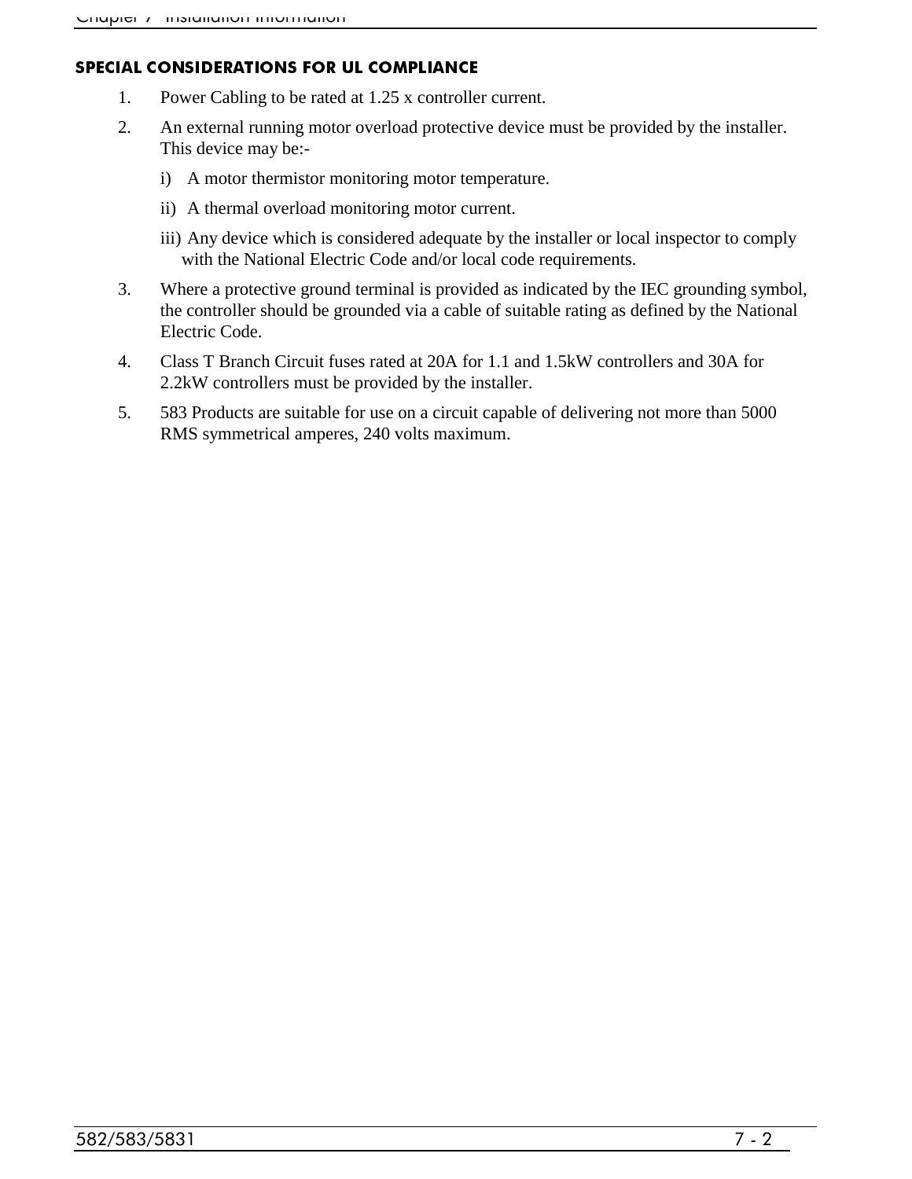## SPECIAL CONSIDERATIONS FOR UL COMPLIANCE

1. Power Cabling to be rated at 1.25 x controller current.
2. An external running motor overload protective device must be provided by the installer. This device may be:-

   i) A motor thermistor monitoring motor temperature.

   ii) A thermal overload monitoring motor current.

   iii) Any device which is considered adequate by the installer or local inspector to comply with the National Electric Code and/or local code requirements.
3. Where a protective ground terminal is provided as indicated by the IEC grounding symbol, the controller should be grounded via a cable of suitable rating as defined by the National Electric Code.
4. Class T Branch Circuit fuses rated at 20A for 1.1 and 1.5kW controllers and 30A for 2.2kW controllers must be provided by the installer.
5. 583 Products are suitable for use on a circuit capable of delivering not more than 5000 RMS symmetrical amperes, 240 volts maximum.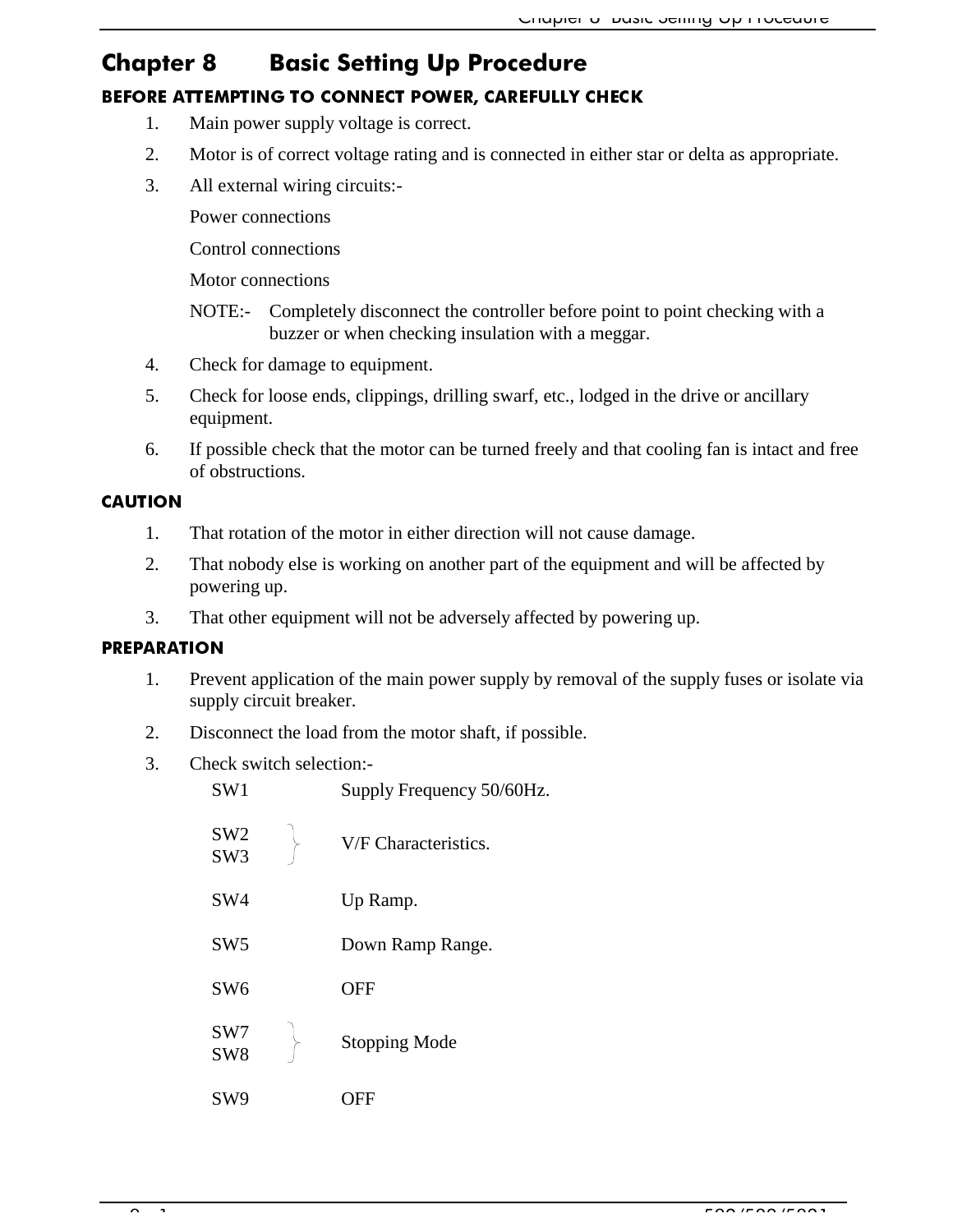# Chapter 8 Basic Setting Up Procedure

### BEFORE ATTEMPTING TO CONNECT POWER, CAREFULLY CHECK

1. Main power supply voltage is correct.
2. Motor is of correct voltage rating and is connected in either star or delta as appropriate.
3. All external wiring circuits:-

   Power connections

   Control connections

   Motor connections

   NOTE:- Completely disconnect the controller before point to point checking with a buzzer or when checking insulation with a meggar.
4. Check for damage to equipment.
5. Check for loose ends, clippings, drilling swarf, etc., lodged in the drive or ancillary equipment.
6. If possible check that the motor can be turned freely and that cooling fan is intact and free of obstructions.

### CAUTION

1. That rotation of the motor in either direction will not cause damage.
2. That nobody else is working on another part of the equipment and will be affected by powering up.
3. That other equipment will not be adversely affected by powering up.

### PREPARATION

1. Prevent application of the main power supply by removal of the supply fuses or isolate via supply circuit breaker.
2. Disconnect the load from the motor shaft, if possible.
3. Check switch selection:-

| Switch | Function |
|---|---|
| SW1 | Supply Frequency 50/60Hz. |
| SW2, SW3 | V/F Characteristics. |
| SW4 | Up Ramp. |
| SW5 | Down Ramp Range. |
| SW6 | OFF |
| SW7, SW8 | Stopping Mode |
| SW9 | OFF |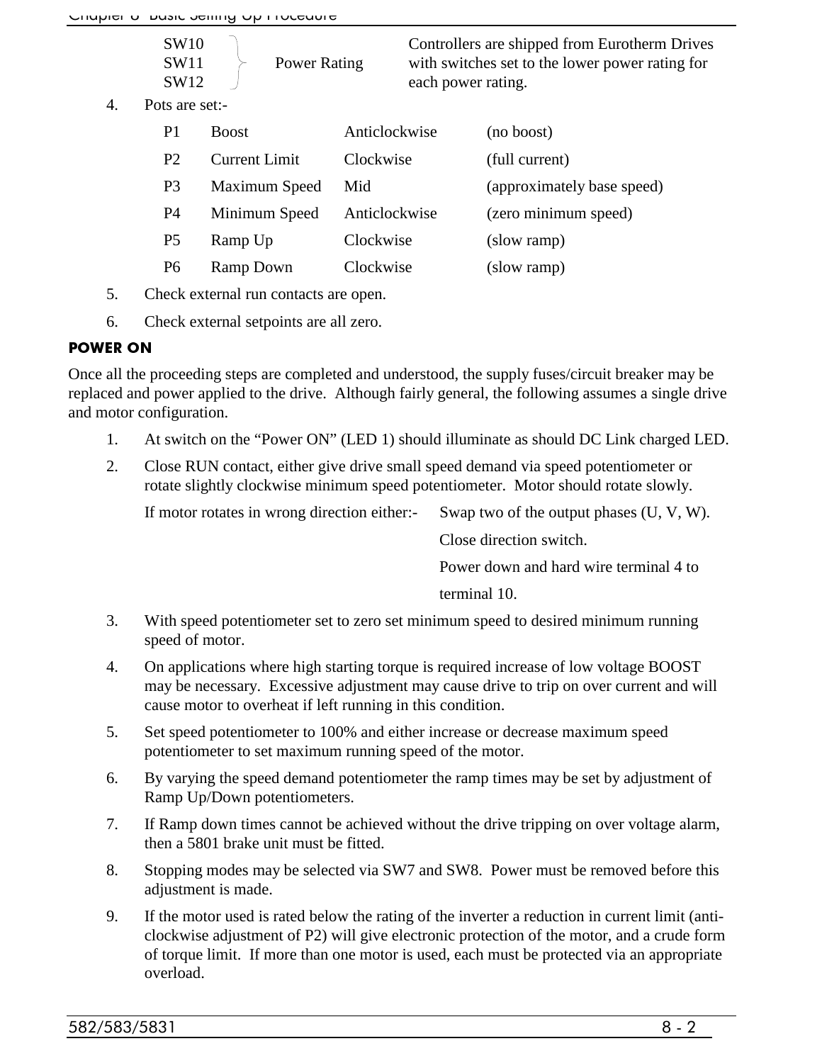| | | |
|---|---|---|
| SW10<br>SW11<br>SW12 | Power Rating | Controllers are shipped from Eurotherm Drives with switches set to the lower power rating for each power rating. |

4. Pots are set:-

| | | | |
|---|---|---|---|
| P1 | Boost | Anticlockwise | (no boost) |
| P2 | Current Limit | Clockwise | (full current) |
| P3 | Maximum Speed | Mid | (approximately base speed) |
| P4 | Minimum Speed | Anticlockwise | (zero minimum speed) |
| P5 | Ramp Up | Clockwise | (slow ramp) |
| P6 | Ramp Down | Clockwise | (slow ramp) |

5. Check external run contacts are open.
6. Check external setpoints are all zero.

### POWER ON

Once all the proceeding steps are completed and understood, the supply fuses/circuit breaker may be replaced and power applied to the drive. Although fairly general, the following assumes a single drive and motor configuration.

1. At switch on the "Power ON" (LED 1) should illuminate as should DC Link charged LED.
2. Close RUN contact, either give drive small speed demand via speed potentiometer or rotate slightly clockwise minimum speed potentiometer. Motor should rotate slowly.

   If motor rotates in wrong direction either:-
   - Swap two of the output phases (U, V, W).
   - Close direction switch.
   - Power down and hard wire terminal 4 to terminal 10.
3. With speed potentiometer set to zero set minimum speed to desired minimum running speed of motor.
4. On applications where high starting torque is required increase of low voltage BOOST may be necessary. Excessive adjustment may cause drive to trip on over current and will cause motor to overheat if left running in this condition.
5. Set speed potentiometer to 100% and either increase or decrease maximum speed potentiometer to set maximum running speed of the motor.
6. By varying the speed demand potentiometer the ramp times may be set by adjustment of Ramp Up/Down potentiometers.
7. If Ramp down times cannot be achieved without the drive tripping on over voltage alarm, then a 5801 brake unit must be fitted.
8. Stopping modes may be selected via SW7 and SW8. Power must be removed before this adjustment is made.
9. If the motor used is rated below the rating of the inverter a reduction in current limit (anti-clockwise adjustment of P2) will give electronic protection of the motor, and a crude form of torque limit. If more than one motor is used, each must be protected via an appropriate overload.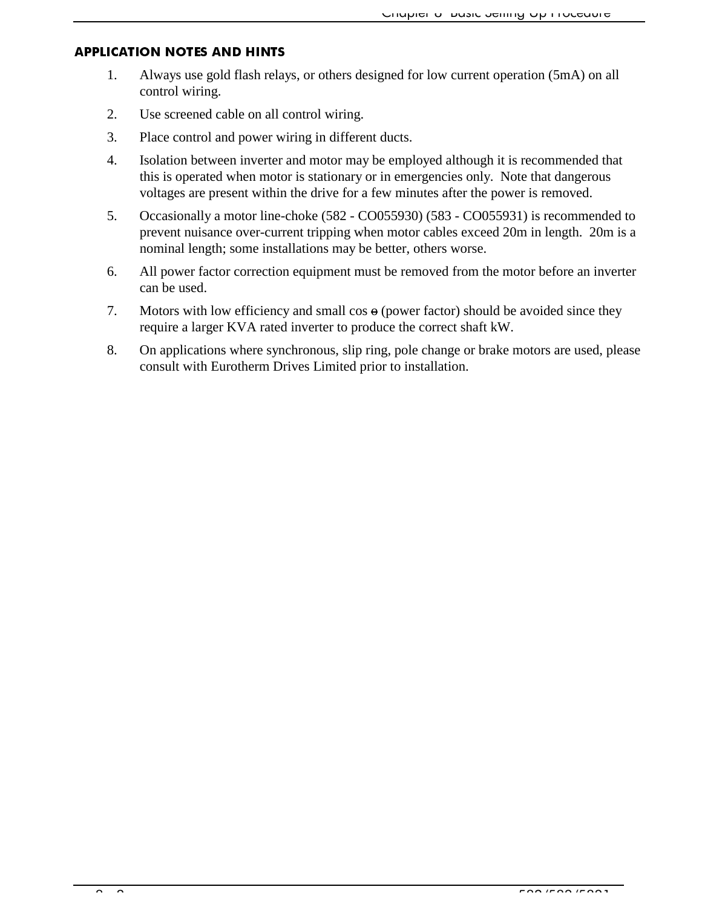## APPLICATION NOTES AND HINTS

1. Always use gold flash relays, or others designed for low current operation (5mA) on all control wiring.
2. Use screened cable on all control wiring.
3. Place control and power wiring in different ducts.
4. Isolation between inverter and motor may be employed although it is recommended that this is operated when motor is stationary or in emergencies only. Note that dangerous voltages are present within the drive for a few minutes after the power is removed.
5. Occasionally a motor line-choke (582 - CO055930) (583 - CO055931) is recommended to prevent nuisance over-current tripping when motor cables exceed 20m in length. 20m is a nominal length; some installations may be better, others worse.
6. All power factor correction equipment must be removed from the motor before an inverter can be used.
7. Motors with low efficiency and small cos θ (power factor) should be avoided since they require a larger KVA rated inverter to produce the correct shaft kW.
8. On applications where synchronous, slip ring, pole change or brake motors are used, please consult with Eurotherm Drives Limited prior to installation.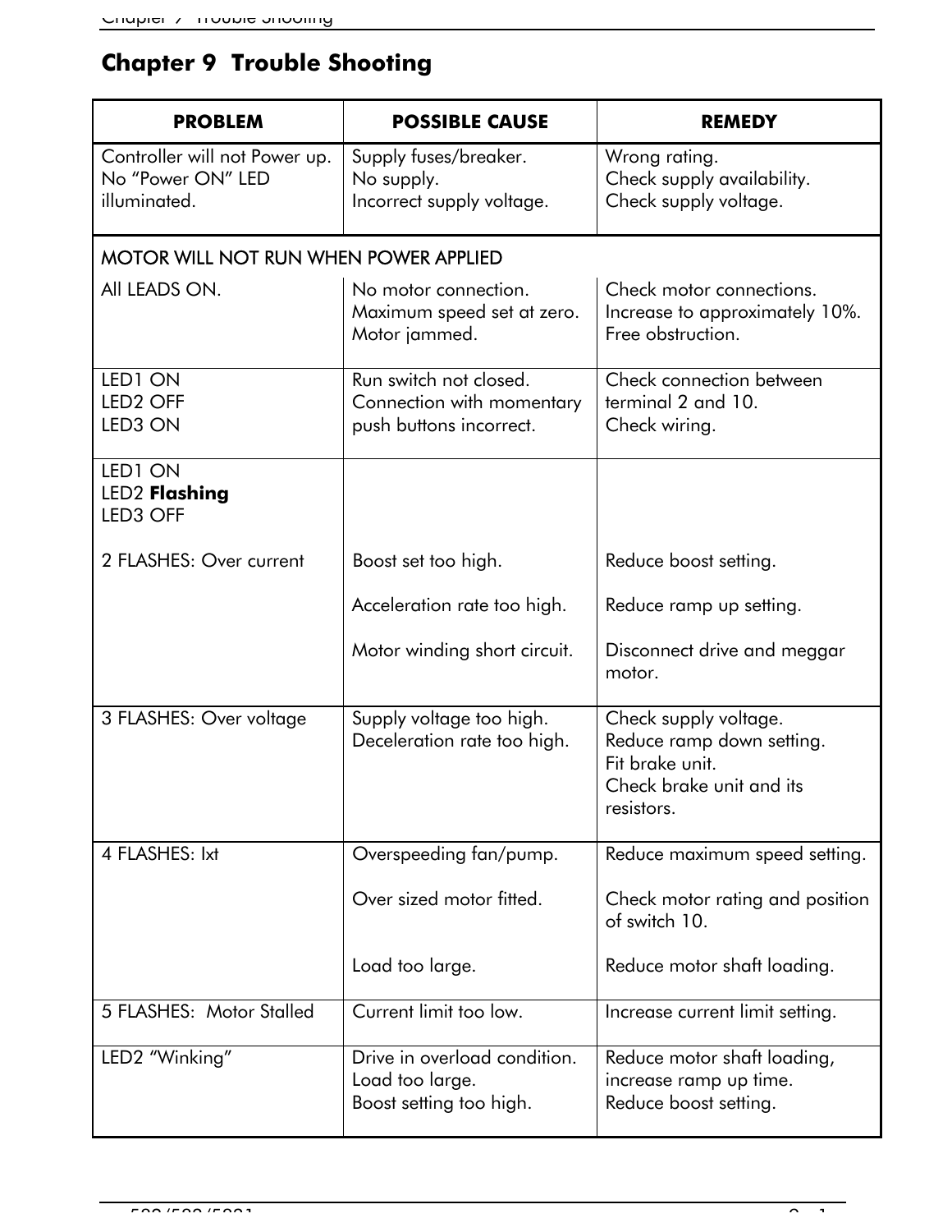# Chapter 9 Trouble Shooting

| PROBLEM | POSSIBLE CAUSE | REMEDY |
|---|---|---|
| Controller will not Power up. No "Power ON" LED illuminated. | Supply fuses/breaker.<br>No supply.<br>Incorrect supply voltage. | Wrong rating.<br>Check supply availability.<br>Check supply voltage. |
| MOTOR WILL NOT RUN WHEN POWER APPLIED | | |
| All LEADS ON. | No motor connection.<br>Maximum speed set at zero.<br>Motor jammed. | Check motor connections.<br>Increase to approximately 10%.<br>Free obstruction. |
| LED1 ON<br>LED2 OFF<br>LED3 ON | Run switch not closed.<br>Connection with momentary push buttons incorrect. | Check connection between terminal 2 and 10.<br>Check wiring. |
| LED1 ON<br>LED2 **Flashing**<br>LED3 OFF | | |
| 2 FLASHES: Over current | Boost set too high.<br><br>Acceleration rate too high.<br><br>Motor winding short circuit. | Reduce boost setting.<br><br>Reduce ramp up setting.<br><br>Disconnect drive and meggar motor. |
| 3 FLASHES: Over voltage | Supply voltage too high.<br>Deceleration rate too high. | Check supply voltage.<br>Reduce ramp down setting.<br>Fit brake unit.<br>Check brake unit and its resistors. |
| 4 FLASHES: Ixt | Overspeeding fan/pump.<br><br>Over sized motor fitted.<br><br>Load too large. | Reduce maximum speed setting.<br><br>Check motor rating and position of switch 10.<br><br>Reduce motor shaft loading. |
| 5 FLASHES: Motor Stalled | Current limit too low. | Increase current limit setting. |
| LED2 "Winking" | Drive in overload condition.<br>Load too large.<br>Boost setting too high. | Reduce motor shaft loading, increase ramp up time.<br>Reduce boost setting. |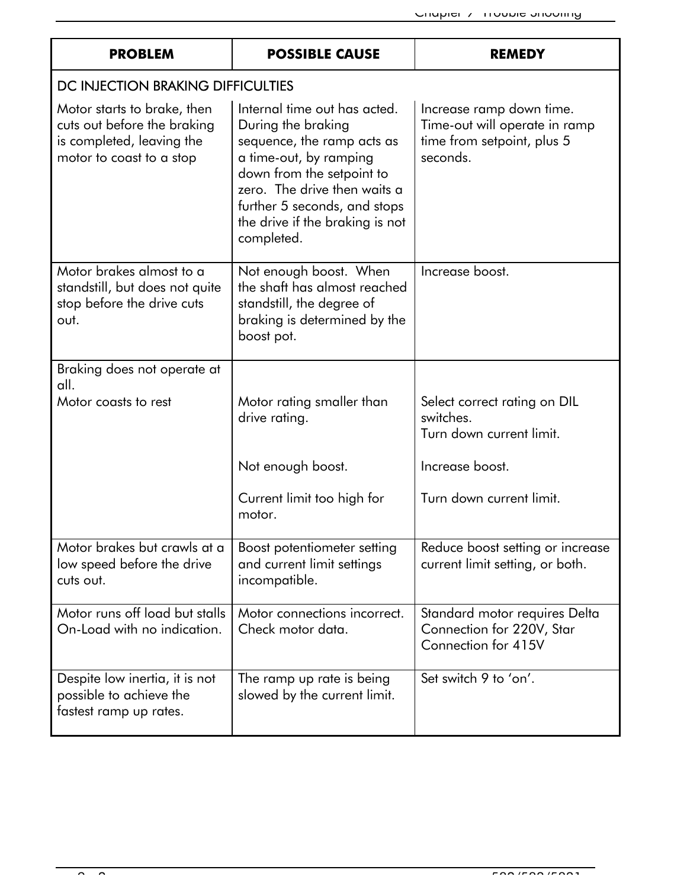| PROBLEM | POSSIBLE CAUSE | REMEDY |
| --- | --- | --- |
| DC INJECTION BRAKING DIFFICULTIES | | |
| Motor starts to brake, then cuts out before the braking is completed, leaving the motor to coast to a stop | Internal time out has acted. During the braking sequence, the ramp acts as a time-out, by ramping down from the setpoint to zero. The drive then waits a further 5 seconds, and stops the drive if the braking is not completed. | Increase ramp down time. Time-out will operate in ramp time from setpoint, plus 5 seconds. |
| Motor brakes almost to a standstill, but does not quite stop before the drive cuts out. | Not enough boost. When the shaft has almost reached standstill, the degree of braking is determined by the boost pot. | Increase boost. |
| Braking does not operate at all.<br>Motor coasts to rest | Motor rating smaller than drive rating.<br><br>Not enough boost.<br><br>Current limit too high for motor. | Select correct rating on DIL switches.<br>Turn down current limit.<br><br>Increase boost.<br><br>Turn down current limit. |
| Motor brakes but crawls at a low speed before the drive cuts out. | Boost potentiometer setting and current limit settings incompatible. | Reduce boost setting or increase current limit setting, or both. |
| Motor runs off load but stalls On-Load with no indication. | Motor connections incorrect. Check motor data. | Standard motor requires Delta Connection for 220V, Star Connection for 415V |
| Despite low inertia, it is not possible to achieve the fastest ramp up rates. | The ramp up rate is being slowed by the current limit. | Set switch 9 to 'on'. |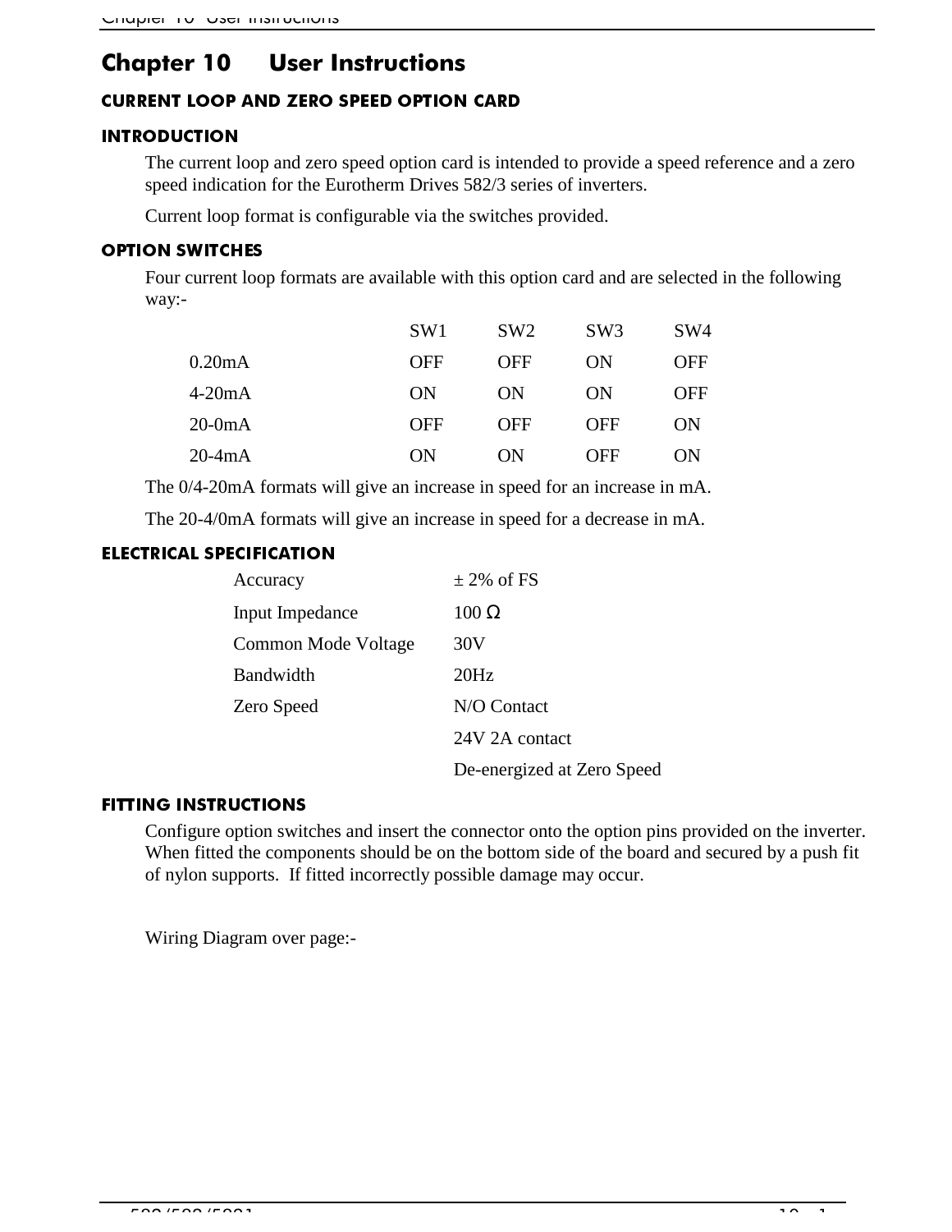# Chapter 10 User Instructions

## CURRENT LOOP AND ZERO SPEED OPTION CARD

### INTRODUCTION

The current loop and zero speed option card is intended to provide a speed reference and a zero speed indication for the Eurotherm Drives 582/3 series of inverters.

Current loop format is configurable via the switches provided.

### OPTION SWITCHES

Four current loop formats are available with this option card and are selected in the following way:-

| | SW1 | SW2 | SW3 | SW4 |
|---|---|---|---|---|
| 0.20mA | OFF | OFF | ON | OFF |
| 4-20mA | ON | ON | ON | OFF |
| 20-0mA | OFF | OFF | OFF | ON |
| 20-4mA | ON | ON | OFF | ON |

The 0/4-20mA formats will give an increase in speed for an increase in mA.

The 20-4/0mA formats will give an increase in speed for a decrease in mA.

### ELECTRICAL SPECIFICATION

| | |
|---|---|
| Accuracy | ± 2% of FS |
| Input Impedance | 100 Ω |
| Common Mode Voltage | 30V |
| Bandwidth | 20Hz |
| Zero Speed | N/O Contact |
| | 24V 2A contact |
| | De-energized at Zero Speed |

### FITTING INSTRUCTIONS

Configure option switches and insert the connector onto the option pins provided on the inverter. When fitted the components should be on the bottom side of the board and secured by a push fit of nylon supports. If fitted incorrectly possible damage may occur.

Wiring Diagram over page:-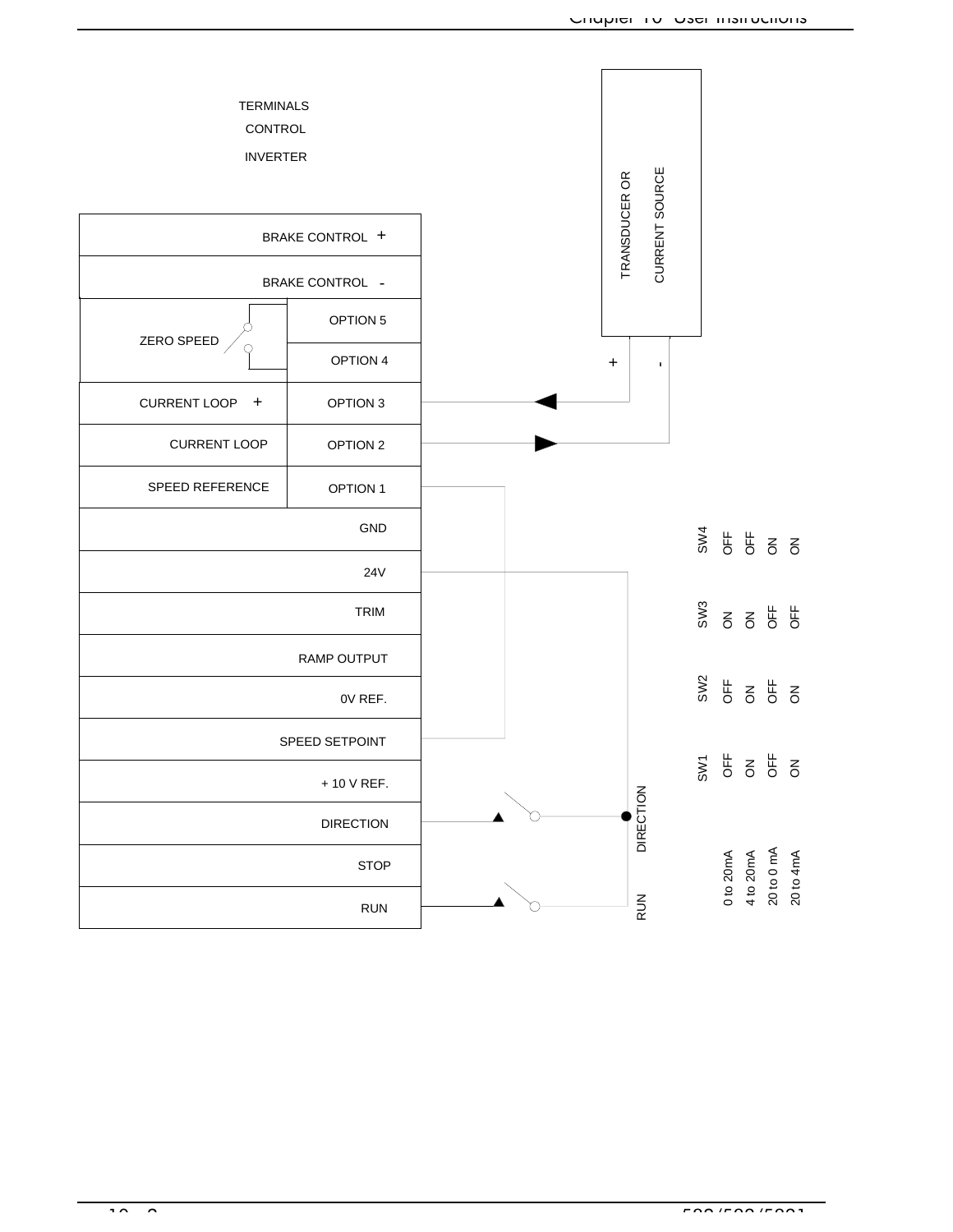TERMINALS

CONTROL

INVERTER

| | |
|---|---|
| | BRAKE CONTROL + |
| | BRAKE CONTROL - |
| ZERO SPEED | OPTION 5 |
| | OPTION 4 |
| CURRENT LOOP + | OPTION 3 |
| CURRENT LOOP | OPTION 2 |
| SPEED REFERENCE | OPTION 1 |
| | GND |
| | 24V |
| | TRIM |
| | RAMP OUTPUT |
| | 0V REF. |
| | SPEED SETPOINT |
| | + 10 V REF. |
| | DIRECTION |
| | STOP |
| | RUN |

TRANSDUCER OR CURRENT SOURCE

\+ -

DIRECTION

RUN

| | SW1 | SW2 | SW3 | SW4 |
|---|---|---|---|---|
| 0 to 20mA | OFF | OFF | ON | OFF |
| 4 to 20mA | ON | ON | ON | OFF |
| 20 to 0 mA | OFF | OFF | OFF | ON |
| 20 to 4mA | ON | ON | OFF | ON |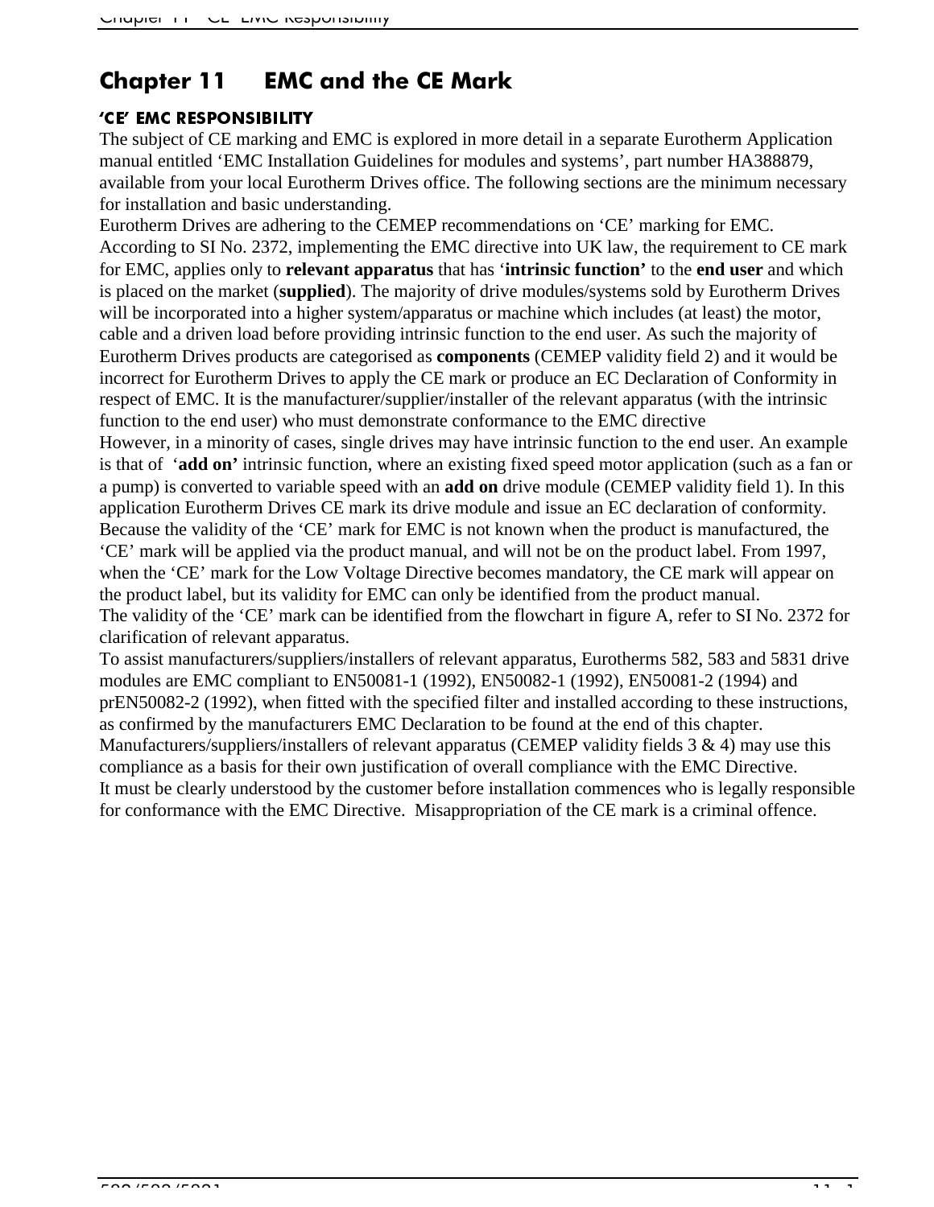# Chapter 11 EMC and the CE Mark

## 'CE' EMC RESPONSIBILITY

The subject of CE marking and EMC is explored in more detail in a separate Eurotherm Application manual entitled 'EMC Installation Guidelines for modules and systems', part number HA388879, available from your local Eurotherm Drives office. The following sections are the minimum necessary for installation and basic understanding.

Eurotherm Drives are adhering to the CEMEP recommendations on 'CE' marking for EMC. According to SI No. 2372, implementing the EMC directive into UK law, the requirement to CE mark for EMC, applies only to **relevant apparatus** that has '**intrinsic function'** to the **end user** and which is placed on the market (**supplied**). The majority of drive modules/systems sold by Eurotherm Drives will be incorporated into a higher system/apparatus or machine which includes (at least) the motor, cable and a driven load before providing intrinsic function to the end user. As such the majority of Eurotherm Drives products are categorised as **components** (CEMEP validity field 2) and it would be incorrect for Eurotherm Drives to apply the CE mark or produce an EC Declaration of Conformity in respect of EMC. It is the manufacturer/supplier/installer of the relevant apparatus (with the intrinsic function to the end user) who must demonstrate conformance to the EMC directive

However, in a minority of cases, single drives may have intrinsic function to the end user. An example is that of '**add on'** intrinsic function, where an existing fixed speed motor application (such as a fan or a pump) is converted to variable speed with an **add on** drive module (CEMEP validity field 1). In this application Eurotherm Drives CE mark its drive module and issue an EC declaration of conformity.

Because the validity of the 'CE' mark for EMC is not known when the product is manufactured, the 'CE' mark will be applied via the product manual, and will not be on the product label. From 1997, when the 'CE' mark for the Low Voltage Directive becomes mandatory, the CE mark will appear on the product label, but its validity for EMC can only be identified from the product manual.

The validity of the 'CE' mark can be identified from the flowchart in figure A, refer to SI No. 2372 for clarification of relevant apparatus.

To assist manufacturers/suppliers/installers of relevant apparatus, Eurotherms 582, 583 and 5831 drive modules are EMC compliant to EN50081-1 (1992), EN50082-1 (1992), EN50081-2 (1994) and prEN50082-2 (1992), when fitted with the specified filter and installed according to these instructions, as confirmed by the manufacturers EMC Declaration to be found at the end of this chapter.

Manufacturers/suppliers/installers of relevant apparatus (CEMEP validity fields 3 & 4) may use this compliance as a basis for their own justification of overall compliance with the EMC Directive.

It must be clearly understood by the customer before installation commences who is legally responsible for conformance with the EMC Directive. Misappropriation of the CE mark is a criminal offence.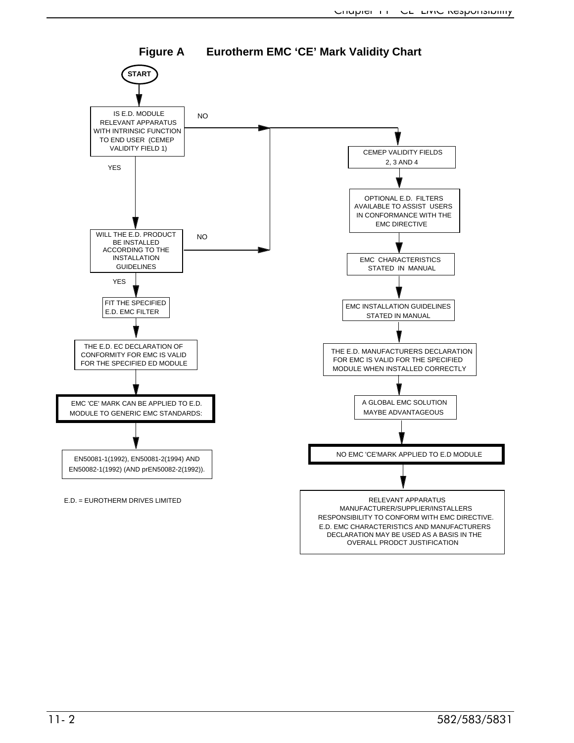# Figure A Eurotherm EMC 'CE' Mark Validity Chart

START

IS E.D. MODULE RELEVANT APPARATUS WITH INTRINSIC FUNCTION TO END USER (CEMEP VALIDITY FIELD 1)

- YES → WILL THE E.D. PRODUCT BE INSTALLED ACCORDING TO THE INSTALLATION GUIDELINES
  - YES → FIT THE SPECIFIED E.D. EMC FILTER
  - → THE E.D. EC DECLARATION OF CONFORMITY FOR EMC IS VALID FOR THE SPECIFIED ED MODULE
  - → **EMC 'CE' MARK CAN BE APPLIED TO E.D. MODULE TO GENERIC EMC STANDARDS:**
  - → EN50081-1(1992), EN50081-2(1994) AND EN50082-1(1992) (AND prEN50082-2(1992)).
  - NO → CEMEP VALIDITY FIELDS 2, 3 AND 4
- NO → CEMEP VALIDITY FIELDS 2, 3 AND 4
  - → OPTIONAL E.D. FILTERS AVAILABLE TO ASSIST USERS IN CONFORMANCE WITH THE EMC DIRECTIVE
  - → EMC CHARACTERISTICS STATED IN MANUAL
  - → EMC INSTALLATION GUIDELINES STATED IN MANUAL
  - → THE E.D. MANUFACTURERS DECLARATION FOR EMC IS VALID FOR THE SPECIFIED MODULE WHEN INSTALLED CORRECTLY
  - → A GLOBAL EMC SOLUTION MAYBE ADVANTAGEOUS
  - → **NO EMC 'CE'MARK APPLIED TO E.D MODULE**
  - → RELEVANT APPARATUS MANUFACTURER/SUPPLIER/INSTALLERS RESPONSIBILITY TO CONFORM WITH EMC DIRECTIVE. E.D. EMC CHARACTERISTICS AND MANUFACTURERS DECLARATION MAY BE USED AS A BASIS IN THE OVERALL PRODCT JUSTIFICATION

E.D. = EUROTHERM DRIVES LIMITED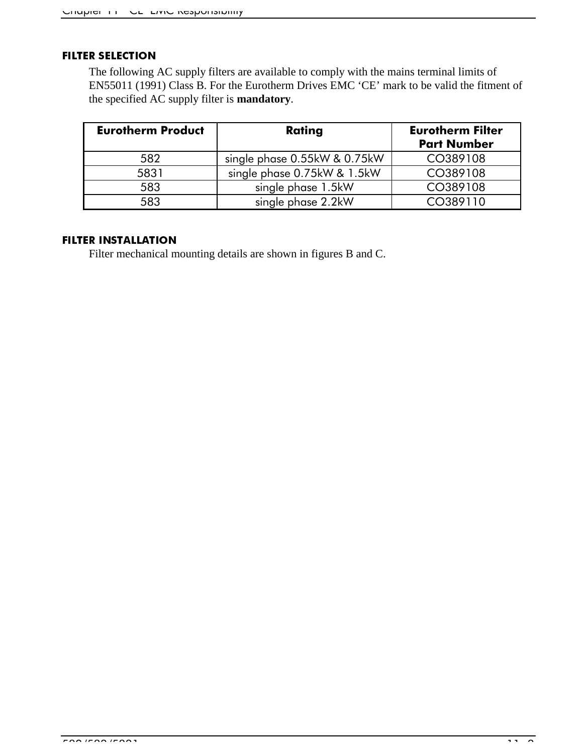## FILTER SELECTION

The following AC supply filters are available to comply with the mains terminal limits of EN55011 (1991) Class B. For the Eurotherm Drives EMC ‘CE’ mark to be valid the fitment of the specified AC supply filter is **mandatory**.

| Eurotherm Product | Rating | Eurotherm Filter Part Number |
|---|---|---|
| 582 | single phase 0.55kW & 0.75kW | CO389108 |
| 5831 | single phase 0.75kW & 1.5kW | CO389108 |
| 583 | single phase 1.5kW | CO389108 |
| 583 | single phase 2.2kW | CO389110 |

## FILTER INSTALLATION

Filter mechanical mounting details are shown in figures B and C.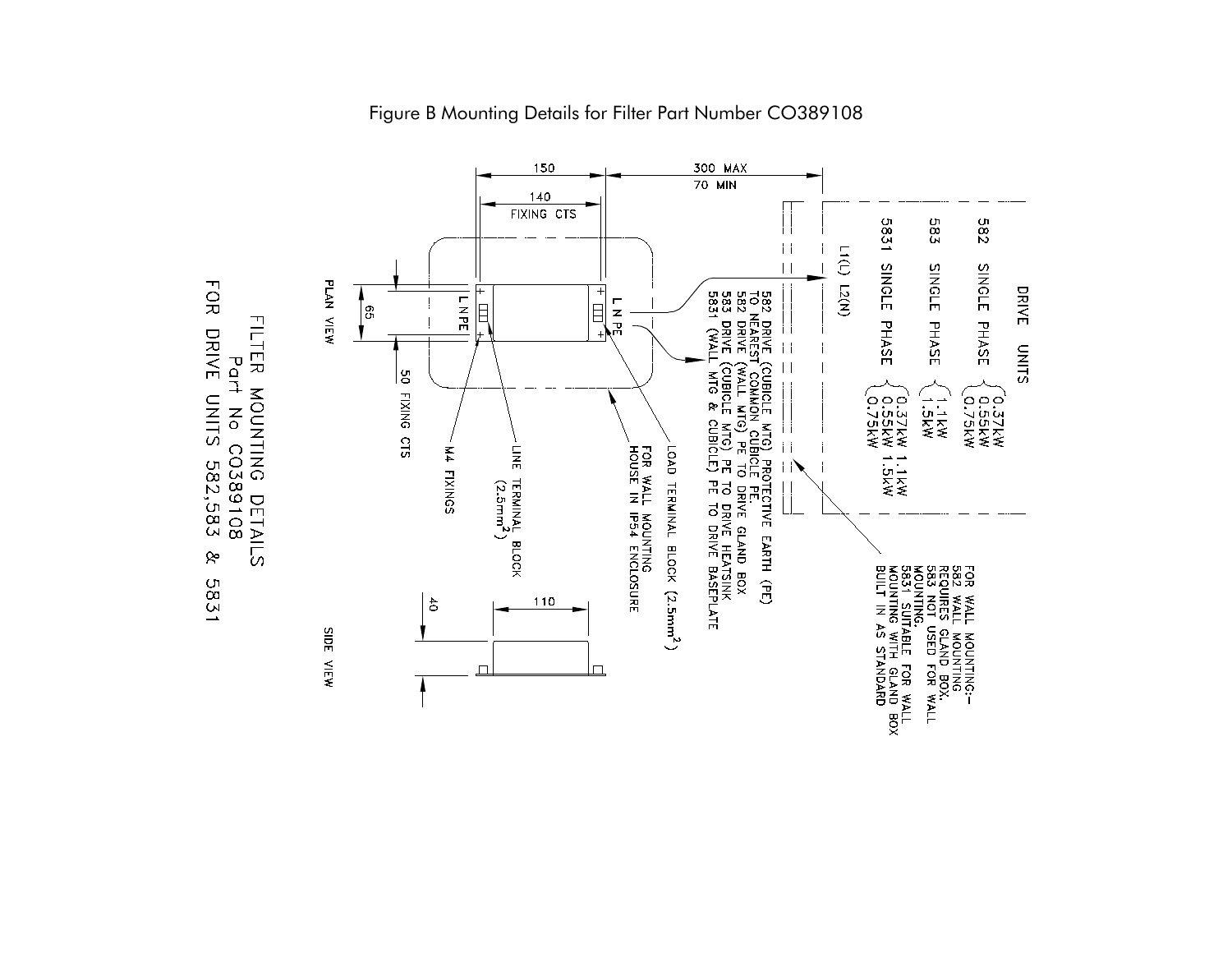Figure B Mounting Details for Filter Part Number CO389108

FILTER MOUNTING DETAILS
Part No CO389108
FOR DRIVE UNITS 582,583 & 5831

PLAN VIEW

150

140
FIXING CTS

300 MAX
70 MIN

65

50 FIXING CTS

L N PE

L N PE

M4 FIXINGS

LINE TERMINAL BLOCK ($2.5mm^2$)

FOR WALL MOUNTING
HOUSE IN IP54 ENCLOSURE

LOAD TERMINAL BLOCK ($2.5mm^2$)

582 DRIVE (CUBICLE MTG) PROTECTIVE EARTH (PE)
TO NEAREST COMMON CUBICLE PE.
582 DRIVE (WALL MTG) PE TO DRIVE GLAND BOX
583 DRIVE (CUBICLE MTG) PE TO DRIVE HEATSINK
5831 (WALL MTG & CUBICLE) PE TO DRIVE BASEPLATE

L1(L) L2(N)

DRIVE UNITS

582 SINGLE PHASE { 0.37kW 0.55kW 0.75kW

583 SINGLE PHASE { 1.1kW 1.5kW

5831 SINGLE PHASE { 0.37kW 1.1kW 0.55kW 1.5kW 0.75kW

FOR WALL MOUNTING:-
582 WALL MOUNTING
REQUIRES GLAND BOX.
583 NOT USED FOR WALL
MOUNTING.
5831 SUITABLE FOR WALL
MOUNTING WITH GLAND BOX
BUILT IN AS STANDARD

SIDE VIEW

110

40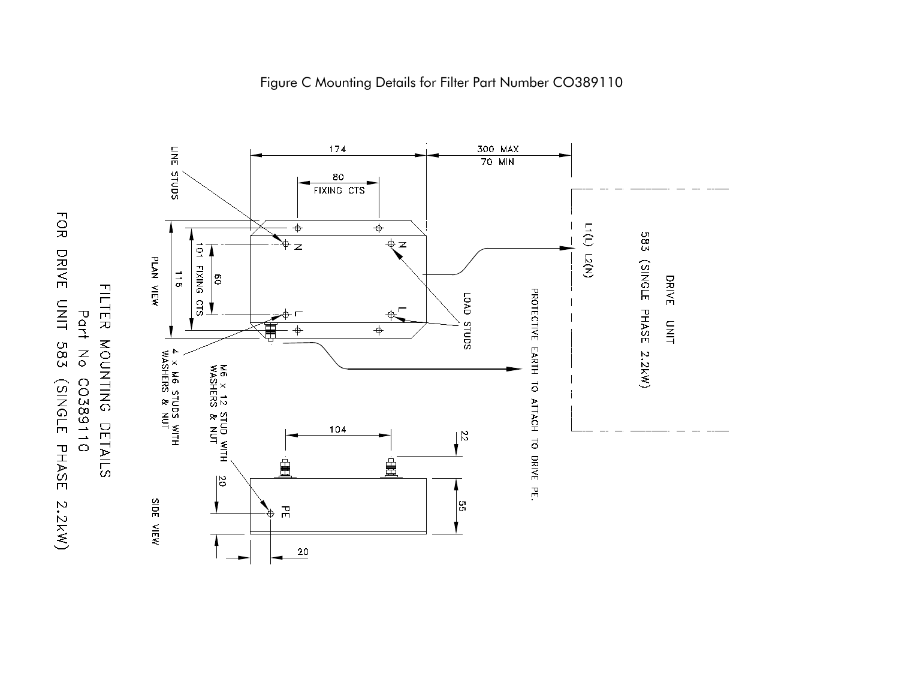Figure C Mounting Details for Filter Part Number CO389110

FILTER MOUNTING DETAILS
Part No CO389110
FOR DRIVE UNIT 583 (SINGLE PHASE 2.2kW)

PLAN VIEW

- 174
- 80 FIXING CTS
- 300 MAX / 70 MIN
- 116
- 101 FIXING CTS
- 60
- LINE STUDS
- LOAD STUDS
- 4 x M6 STUDS WITH WASHERS & NUT
- DRIVE UNIT 583 (SINGLE PHASE 2.2kW)
- L1(L) L2(N)
- PROTECTIVE EARTH TO ATTACH TO DRIVE PE.

SIDE VIEW

- 104
- 22
- 55
- 20
- 20
- M6 x 12 STUD WITH WASHERS & NUT
- PE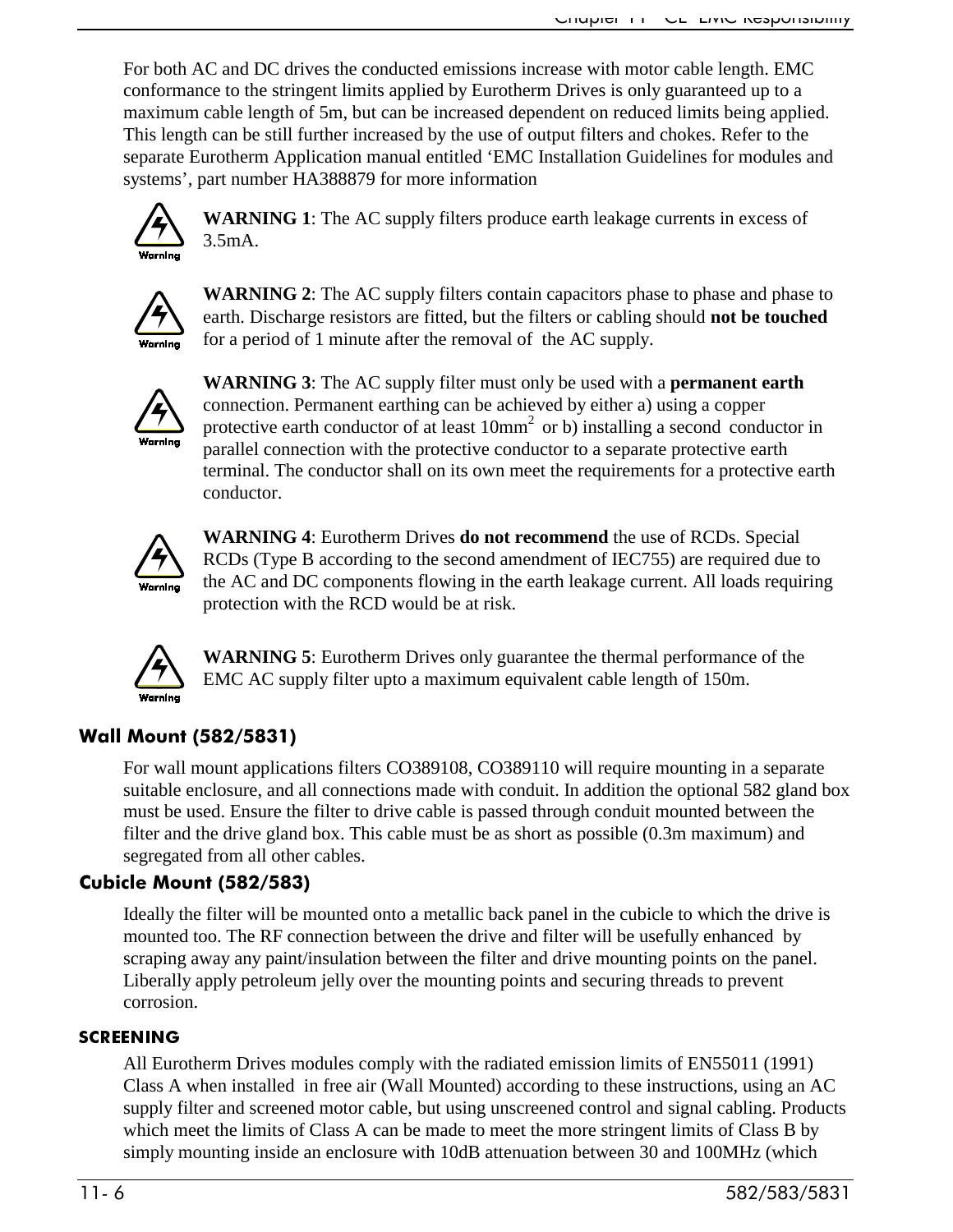For both AC and DC drives the conducted emissions increase with motor cable length. EMC conformance to the stringent limits applied by Eurotherm Drives is only guaranteed up to a maximum cable length of 5m, but can be increased dependent on reduced limits being applied. This length can be still further increased by the use of output filters and chokes. Refer to the separate Eurotherm Application manual entitled 'EMC Installation Guidelines for modules and systems', part number HA388879 for more information

**WARNING 1**: The AC supply filters produce earth leakage currents in excess of 3.5mA.

**WARNING 2**: The AC supply filters contain capacitors phase to phase and phase to earth. Discharge resistors are fitted, but the filters or cabling should **not be touched** for a period of 1 minute after the removal of the AC supply.

**WARNING 3**: The AC supply filter must only be used with a **permanent earth** connection. Permanent earthing can be achieved by either a) using a copper protective earth conductor of at least 10mm$^2$ or b) installing a second conductor in parallel connection with the protective conductor to a separate protective earth terminal. The conductor shall on its own meet the requirements for a protective earth conductor.

**WARNING 4**: Eurotherm Drives **do not recommend** the use of RCDs. Special RCDs (Type B according to the second amendment of IEC755) are required due to the AC and DC components flowing in the earth leakage current. All loads requiring protection with the RCD would be at risk.

**WARNING 5**: Eurotherm Drives only guarantee the thermal performance of the EMC AC supply filter upto a maximum equivalent cable length of 150m.

### Wall Mount (582/5831)

For wall mount applications filters CO389108, CO389110 will require mounting in a separate suitable enclosure, and all connections made with conduit. In addition the optional 582 gland box must be used. Ensure the filter to drive cable is passed through conduit mounted between the filter and the drive gland box. This cable must be as short as possible (0.3m maximum) and segregated from all other cables.

### Cubicle Mount (582/583)

Ideally the filter will be mounted onto a metallic back panel in the cubicle to which the drive is mounted too. The RF connection between the drive and filter will be usefully enhanced by scraping away any paint/insulation between the filter and drive mounting points on the panel. Liberally apply petroleum jelly over the mounting points and securing threads to prevent corrosion.

## SCREENING

All Eurotherm Drives modules comply with the radiated emission limits of EN55011 (1991) Class A when installed in free air (Wall Mounted) according to these instructions, using an AC supply filter and screened motor cable, but using unscreened control and signal cabling. Products which meet the limits of Class A can be made to meet the more stringent limits of Class B by simply mounting inside an enclosure with 10dB attenuation between 30 and 100MHz (which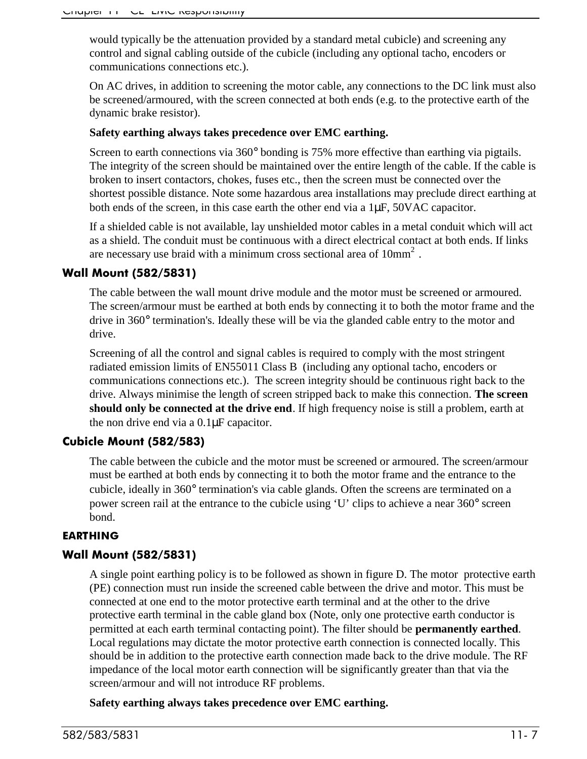would typically be the attenuation provided by a standard metal cubicle) and screening any control and signal cabling outside of the cubicle (including any optional tacho, encoders or communications connections etc.).

On AC drives, in addition to screening the motor cable, any connections to the DC link must also be screened/armoured, with the screen connected at both ends (e.g. to the protective earth of the dynamic brake resistor).

**Safety earthing always takes precedence over EMC earthing.**

Screen to earth connections via 360° bonding is 75% more effective than earthing via pigtails. The integrity of the screen should be maintained over the entire length of the cable. If the cable is broken to insert contactors, chokes, fuses etc., then the screen must be connected over the shortest possible distance. Note some hazardous area installations may preclude direct earthing at both ends of the screen, in this case earth the other end via a 1μF, 50VAC capacitor.

If a shielded cable is not available, lay unshielded motor cables in a metal conduit which will act as a shield. The conduit must be continuous with a direct electrical contact at both ends. If links are necessary use braid with a minimum cross sectional area of $10mm^2$ .

### Wall Mount (582/5831)

The cable between the wall mount drive module and the motor must be screened or armoured. The screen/armour must be earthed at both ends by connecting it to both the motor frame and the drive in 360° termination's. Ideally these will be via the glanded cable entry to the motor and drive.

Screening of all the control and signal cables is required to comply with the most stringent radiated emission limits of EN55011 Class B (including any optional tacho, encoders or communications connections etc.). The screen integrity should be continuous right back to the drive. Always minimise the length of screen stripped back to make this connection. **The screen should only be connected at the drive end**. If high frequency noise is still a problem, earth at the non drive end via a 0.1μF capacitor.

### Cubicle Mount (582/583)

The cable between the cubicle and the motor must be screened or armoured. The screen/armour must be earthed at both ends by connecting it to both the motor frame and the entrance to the cubicle, ideally in 360° termination's via cable glands. Often the screens are terminated on a power screen rail at the entrance to the cubicle using ‘U’ clips to achieve a near 360° screen bond.

## EARTHING

### Wall Mount (582/5831)

A single point earthing policy is to be followed as shown in figure D. The motor protective earth (PE) connection must run inside the screened cable between the drive and motor. This must be connected at one end to the motor protective earth terminal and at the other to the drive protective earth terminal in the cable gland box (Note, only one protective earth conductor is permitted at each earth terminal contacting point). The filter should be **permanently earthed**. Local regulations may dictate the motor protective earth connection is connected locally. This should be in addition to the protective earth connection made back to the drive module. The RF impedance of the local motor earth connection will be significantly greater than that via the screen/armour and will not introduce RF problems.

**Safety earthing always takes precedence over EMC earthing.**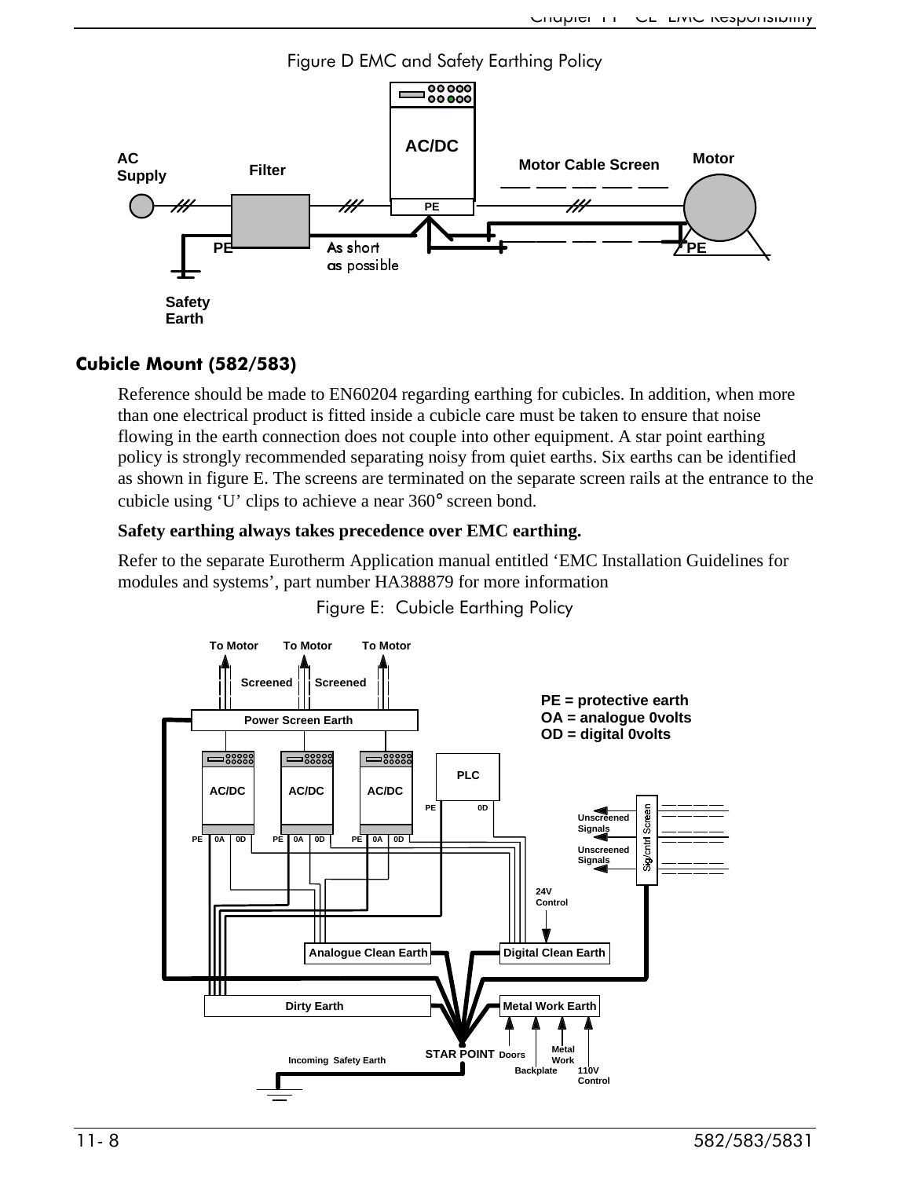Figure D EMC and Safety Earthing Policy

## Cubicle Mount (582/583)

Reference should be made to EN60204 regarding earthing for cubicles. In addition, when more than one electrical product is fitted inside a cubicle care must be taken to ensure that noise flowing in the earth connection does not couple into other equipment. A star point earthing policy is strongly recommended separating noisy from quiet earths. Six earths can be identified as shown in figure E. The screens are terminated on the separate screen rails at the entrance to the cubicle using 'U' clips to achieve a near 360° screen bond.

**Safety earthing always takes precedence over EMC earthing.**

Refer to the separate Eurotherm Application manual entitled 'EMC Installation Guidelines for modules and systems', part number HA388879 for more information

Figure E: Cubicle Earthing Policy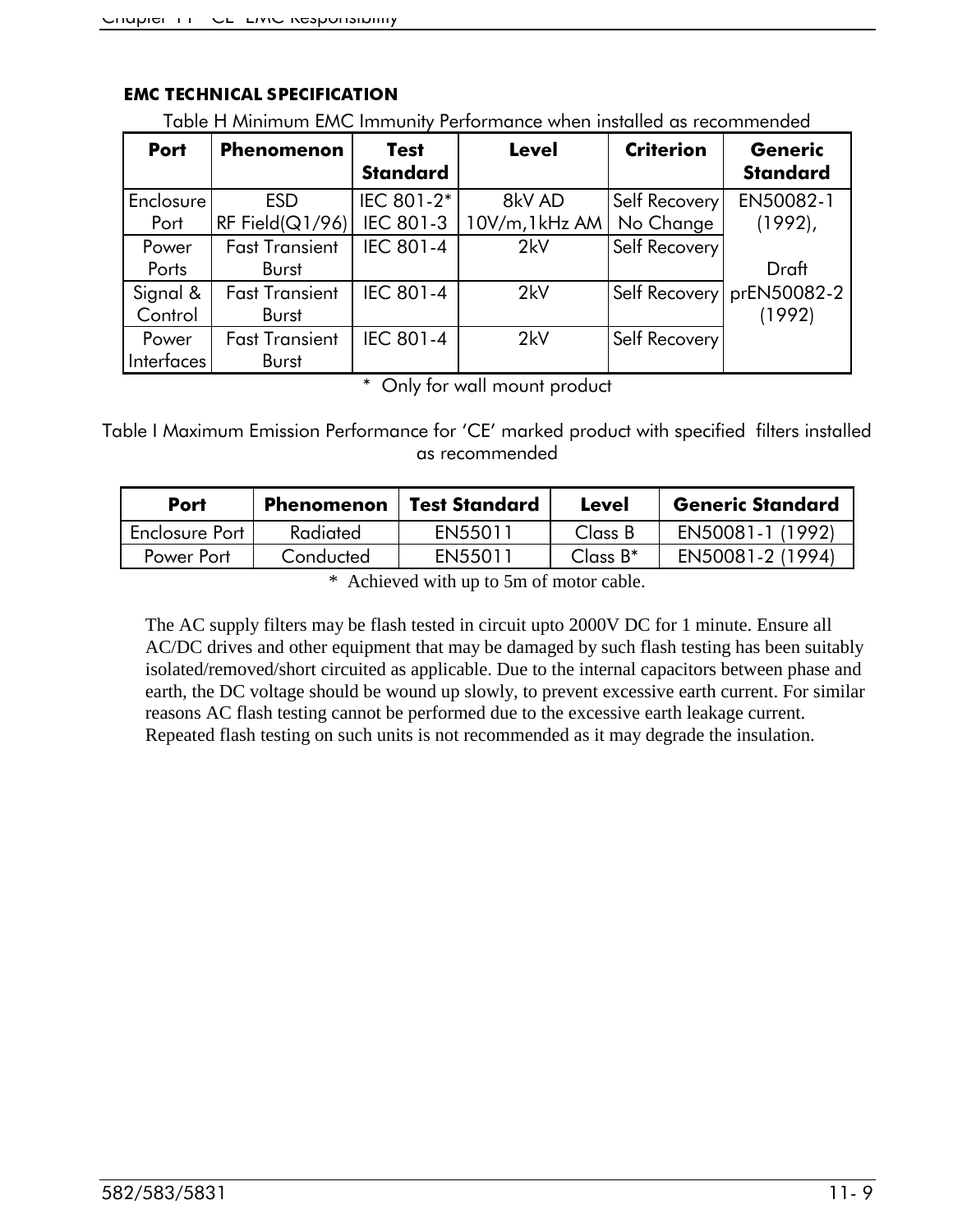### EMC TECHNICAL SPECIFICATION

Table H Minimum EMC Immunity Performance when installed as recommended

| Port | Phenomenon | Test Standard | Level | Criterion | Generic Standard |
|---|---|---|---|---|---|
| Enclosure Port | ESD<br>RF Field(Q1/96) | IEC 801-2*<br>IEC 801-3 | 8kV AD<br>10V/m,1kHz AM | Self Recovery<br>No Change | EN50082-1 (1992),<br><br>Draft prEN50082-2 (1992) |
| Power Ports | Fast Transient Burst | IEC 801-4 | 2kV | Self Recovery | |
| Signal & Control | Fast Transient Burst | IEC 801-4 | 2kV | Self Recovery | |
| Power Interfaces | Fast Transient Burst | IEC 801-4 | 2kV | Self Recovery | |

\* Only for wall mount product

Table I Maximum Emission Performance for 'CE' marked product with specified filters installed as recommended

| Port | Phenomenon | Test Standard | Level | Generic Standard |
|---|---|---|---|---|
| Enclosure Port | Radiated | EN55011 | Class B | EN50081-1 (1992) |
| Power Port | Conducted | EN55011 | Class B* | EN50081-2 (1994) |

\* Achieved with up to 5m of motor cable.

The AC supply filters may be flash tested in circuit upto 2000V DC for 1 minute. Ensure all AC/DC drives and other equipment that may be damaged by such flash testing has been suitably isolated/removed/short circuited as applicable. Due to the internal capacitors between phase and earth, the DC voltage should be wound up slowly, to prevent excessive earth current. For similar reasons AC flash testing cannot be performed due to the excessive earth leakage current. Repeated flash testing on such units is not recommended as it may degrade the insulation.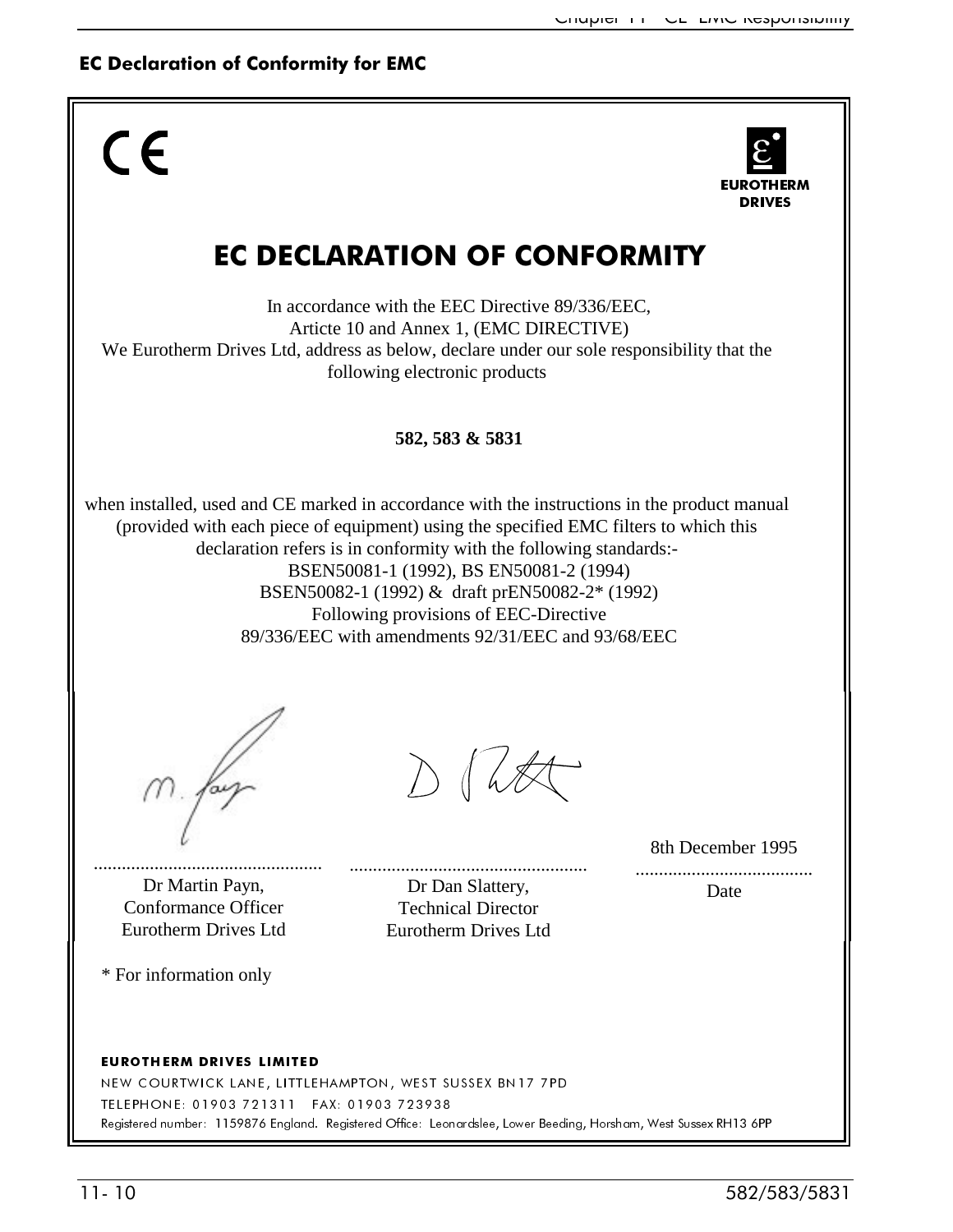## EC Declaration of Conformity for EMC

CE

EUROTHERM DRIVES

# EC DECLARATION OF CONFORMITY

In accordance with the EEC Directive 89/336/EEC,
Articte 10 and Annex 1, (EMC DIRECTIVE)
We Eurotherm Drives Ltd, address as below, declare under our sole responsibility that the following electronic products

**582, 583 & 5831**

when installed, used and CE marked in accordance with the instructions in the product manual (provided with each piece of equipment) using the specified EMC filters to which this declaration refers is in conformity with the following standards:-
BSEN50081-1 (1992), BS EN50081-2 (1994)
BSEN50082-1 (1992) & draft prEN50082-2* (1992)
Following provisions of EEC-Directive
89/336/EEC with amendments 92/31/EEC and 93/68/EEC

| ................................................. | ................................................. | 8th December 1995 ...................................... |
|---|---|---|
| Dr Martin Payn, Conformance Officer Eurotherm Drives Ltd | Dr Dan Slattery, Technical Director Eurotherm Drives Ltd | Date |

\* For information only

**EUROTHERM DRIVES LIMITED**
NEW COURTWICK LANE, LITTLEHAMPTON, WEST SUSSEX BN17 7PD
TELEPHONE: 01903 721311 FAX: 01903 723938
Registered number: 1159876 England. Registered Office: Leonardslee, Lower Beeding, Horsham, West Sussex RH13 6PP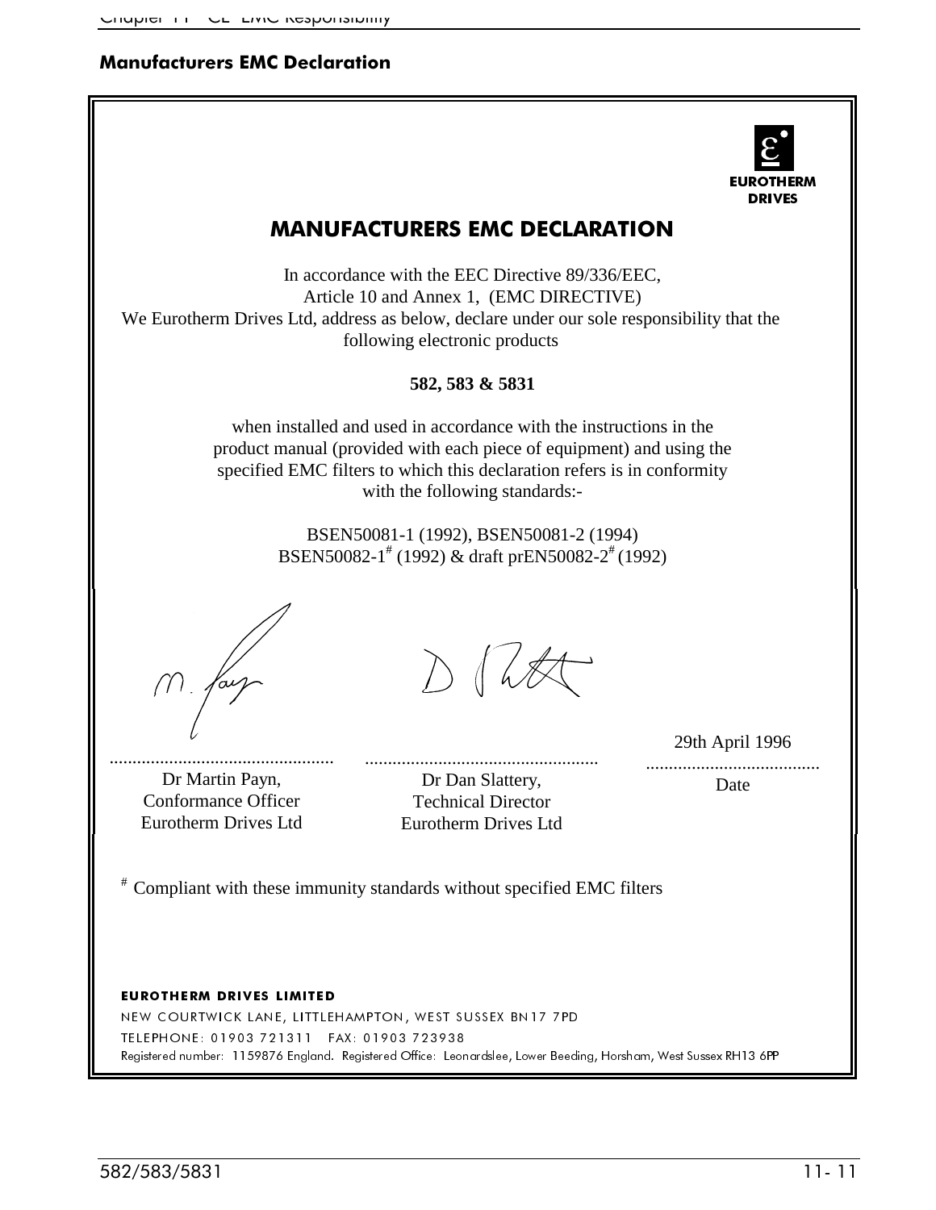## Manufacturers EMC Declaration

EUROTHERM DRIVES

# MANUFACTURERS EMC DECLARATION

In accordance with the EEC Directive 89/336/EEC,
Article 10 and Annex 1, (EMC DIRECTIVE)
We Eurotherm Drives Ltd, address as below, declare under our sole responsibility that the following electronic products

**582, 583 & 5831**

when installed and used in accordance with the instructions in the product manual (provided with each piece of equipment) and using the specified EMC filters to which this declaration refers is in conformity with the following standards:-

BSEN50081-1 (1992), BSEN50081-2 (1994)
BSEN50082-1# (1992) & draft prEN50082-2# (1992)

| | | |
|---|---|---|
| | | 29th April 1996 |
| Dr Martin Payn, Conformance Officer, Eurotherm Drives Ltd | Dr Dan Slattery, Technical Director, Eurotherm Drives Ltd | Date |

# Compliant with these immunity standards without specified EMC filters

**EUROTHERM DRIVES LIMITED**
NEW COURTWICK LANE, LITTLEHAMPTON, WEST SUSSEX BN17 7PD
TELEPHONE: 01903 721311 FAX: 01903 723938
Registered number: 1159876 England. Registered Office: Leonardslee, Lower Beeding, Horsham, West Sussex RH13 6PP